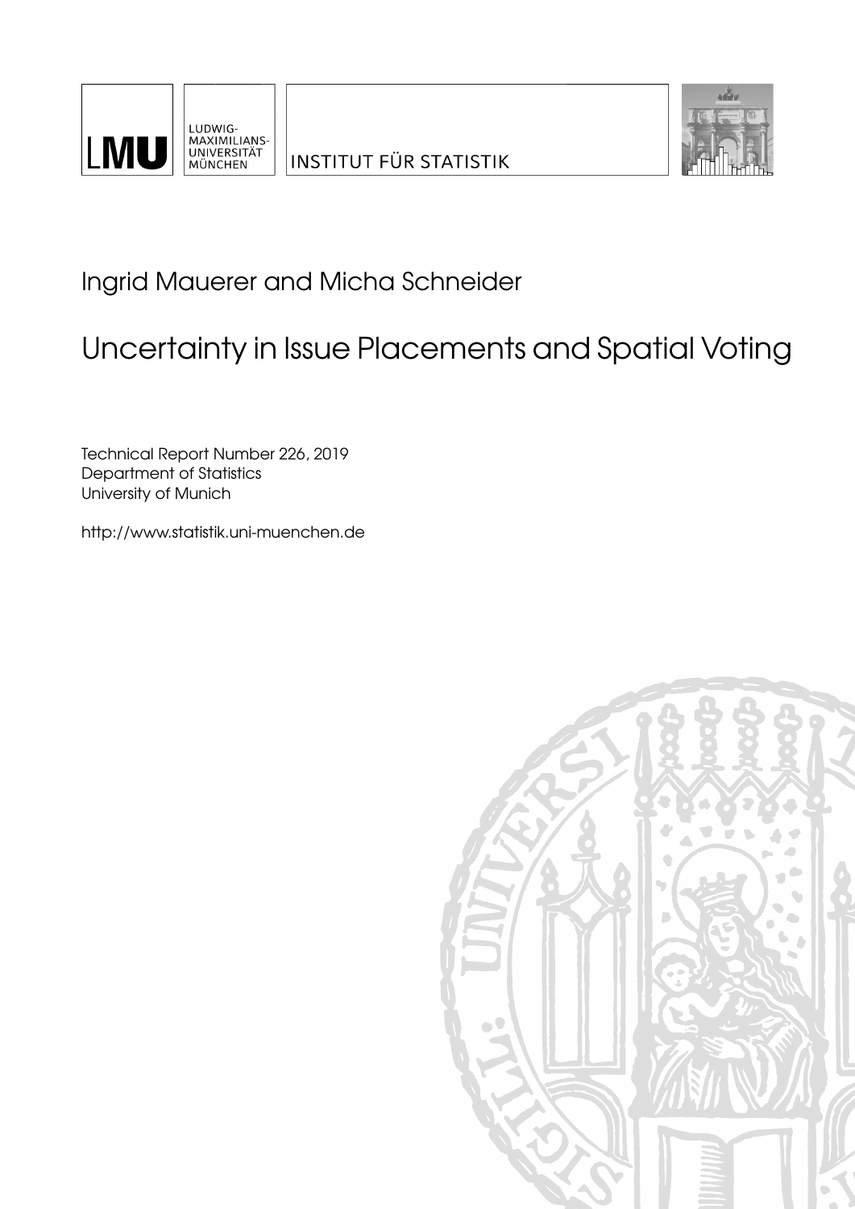LMU

LUDWIG-
MAXIMILIANS-
UNIVERSITÄT
MÜNCHEN

INSTITUT FÜR STATISTIK

Ingrid Mauerer and Micha Schneider

# Uncertainty in Issue Placements and Spatial Voting

Technical Report Number 226, 2019
Department of Statistics
University of Munich

http://www.statistik.uni-muenchen.de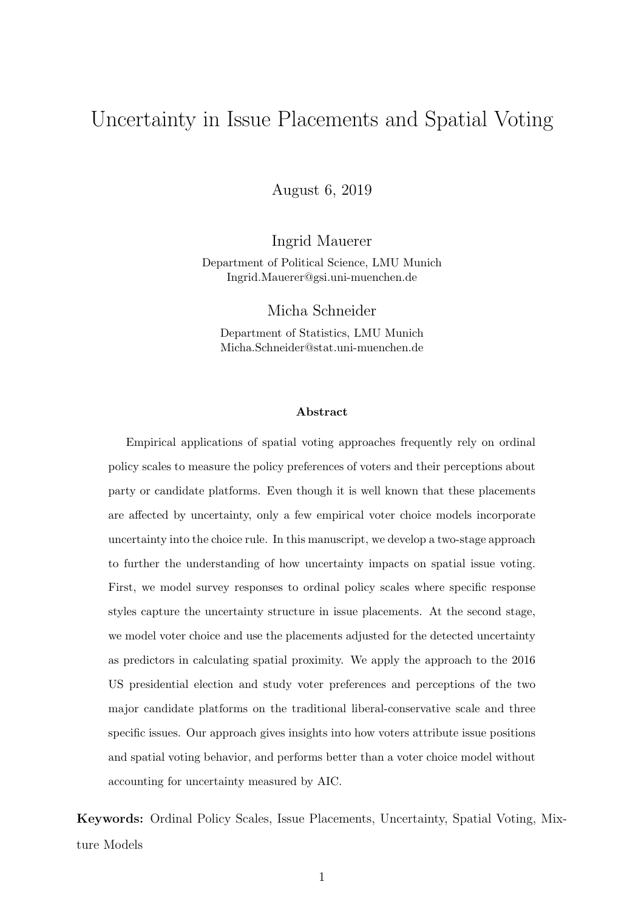# Uncertainty in Issue Placements and Spatial Voting

August 6, 2019

Ingrid Mauerer

Department of Political Science, LMU Munich
Ingrid.Mauerer@gsi.uni-muenchen.de

Micha Schneider

Department of Statistics, LMU Munich
Micha.Schneider@stat.uni-muenchen.de

### Abstract

Empirical applications of spatial voting approaches frequently rely on ordinal policy scales to measure the policy preferences of voters and their perceptions about party or candidate platforms. Even though it is well known that these placements are affected by uncertainty, only a few empirical voter choice models incorporate uncertainty into the choice rule. In this manuscript, we develop a two-stage approach to further the understanding of how uncertainty impacts on spatial issue voting. First, we model survey responses to ordinal policy scales where specific response styles capture the uncertainty structure in issue placements. At the second stage, we model voter choice and use the placements adjusted for the detected uncertainty as predictors in calculating spatial proximity. We apply the approach to the 2016 US presidential election and study voter preferences and perceptions of the two major candidate platforms on the traditional liberal-conservative scale and three specific issues. Our approach gives insights into how voters attribute issue positions and spatial voting behavior, and performs better than a voter choice model without accounting for uncertainty measured by AIC.

**Keywords:** Ordinal Policy Scales, Issue Placements, Uncertainty, Spatial Voting, Mixture Models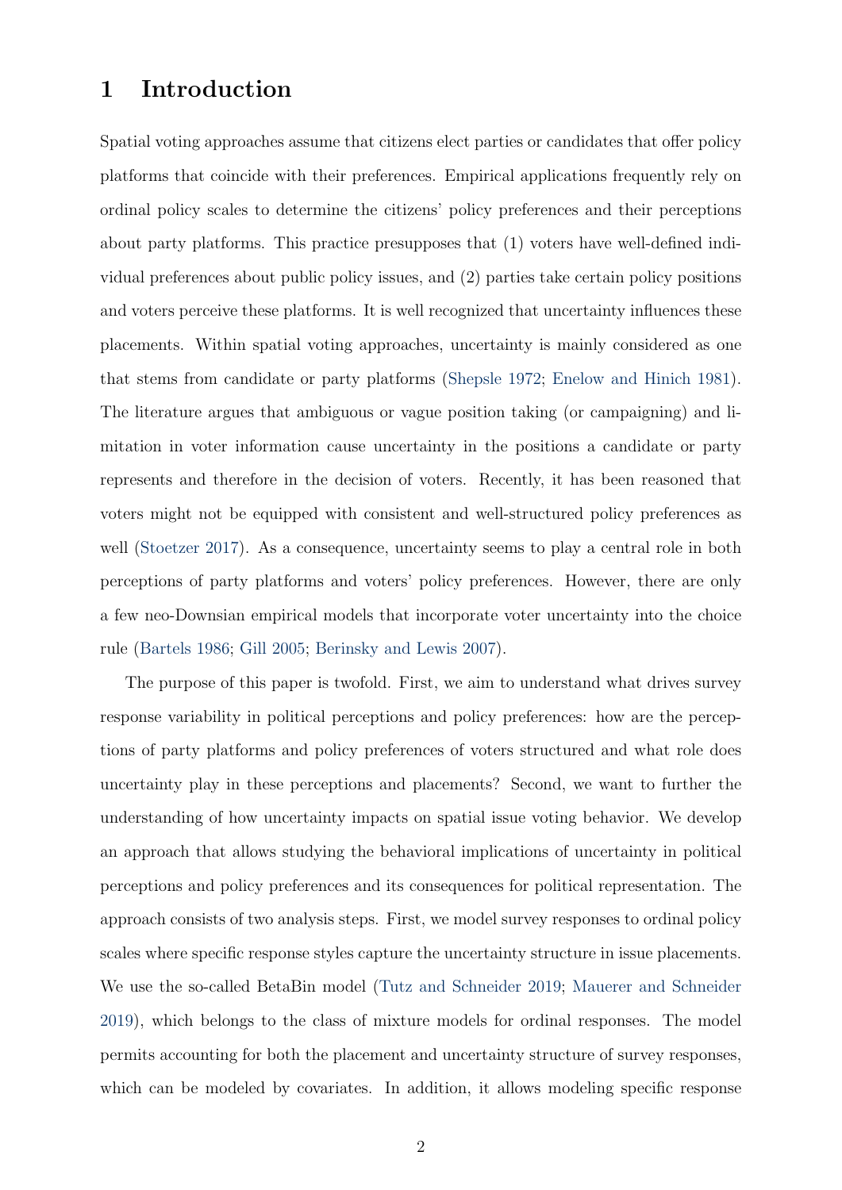# 1 Introduction

Spatial voting approaches assume that citizens elect parties or candidates that offer policy platforms that coincide with their preferences. Empirical applications frequently rely on ordinal policy scales to determine the citizens' policy preferences and their perceptions about party platforms. This practice presupposes that (1) voters have well-defined individual preferences about public policy issues, and (2) parties take certain policy positions and voters perceive these platforms. It is well recognized that uncertainty influences these placements. Within spatial voting approaches, uncertainty is mainly considered as one that stems from candidate or party platforms (Shepsle 1972; Enelow and Hinich 1981). The literature argues that ambiguous or vague position taking (or campaigning) and limitation in voter information cause uncertainty in the positions a candidate or party represents and therefore in the decision of voters. Recently, it has been reasoned that voters might not be equipped with consistent and well-structured policy preferences as well (Stoetzer 2017). As a consequence, uncertainty seems to play a central role in both perceptions of party platforms and voters' policy preferences. However, there are only a few neo-Downsian empirical models that incorporate voter uncertainty into the choice rule (Bartels 1986; Gill 2005; Berinsky and Lewis 2007).

The purpose of this paper is twofold. First, we aim to understand what drives survey response variability in political perceptions and policy preferences: how are the perceptions of party platforms and policy preferences of voters structured and what role does uncertainty play in these perceptions and placements? Second, we want to further the understanding of how uncertainty impacts on spatial issue voting behavior. We develop an approach that allows studying the behavioral implications of uncertainty in political perceptions and policy preferences and its consequences for political representation. The approach consists of two analysis steps. First, we model survey responses to ordinal policy scales where specific response styles capture the uncertainty structure in issue placements. We use the so-called BetaBin model (Tutz and Schneider 2019; Mauerer and Schneider 2019), which belongs to the class of mixture models for ordinal responses. The model permits accounting for both the placement and uncertainty structure of survey responses, which can be modeled by covariates. In addition, it allows modeling specific response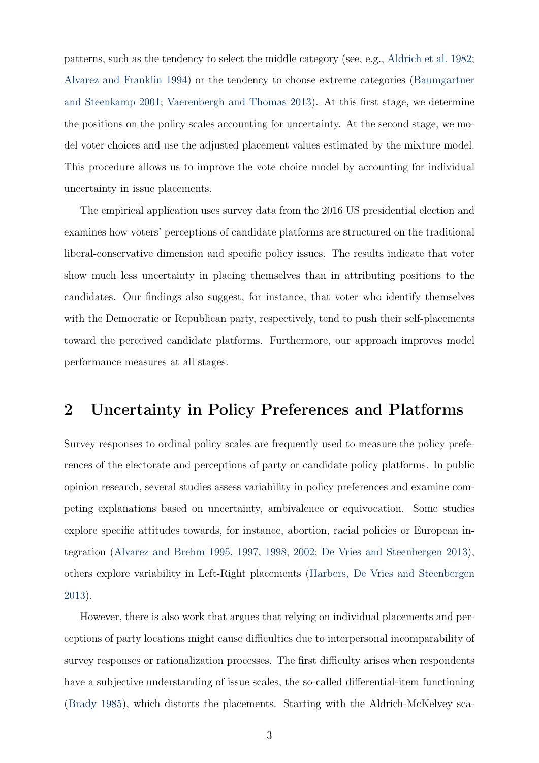patterns, such as the tendency to select the middle category (see, e.g., Aldrich et al. 1982; Alvarez and Franklin 1994) or the tendency to choose extreme categories (Baumgartner and Steenkamp 2001; Vaerenbergh and Thomas 2013). At this first stage, we determine the positions on the policy scales accounting for uncertainty. At the second stage, we model voter choices and use the adjusted placement values estimated by the mixture model. This procedure allows us to improve the vote choice model by accounting for individual uncertainty in issue placements.

The empirical application uses survey data from the 2016 US presidential election and examines how voters' perceptions of candidate platforms are structured on the traditional liberal-conservative dimension and specific policy issues. The results indicate that voter show much less uncertainty in placing themselves than in attributing positions to the candidates. Our findings also suggest, for instance, that voter who identify themselves with the Democratic or Republican party, respectively, tend to push their self-placements toward the perceived candidate platforms. Furthermore, our approach improves model performance measures at all stages.

## 2 Uncertainty in Policy Preferences and Platforms

Survey responses to ordinal policy scales are frequently used to measure the policy preferences of the electorate and perceptions of party or candidate policy platforms. In public opinion research, several studies assess variability in policy preferences and examine competing explanations based on uncertainty, ambivalence or equivocation. Some studies explore specific attitudes towards, for instance, abortion, racial policies or European integration (Alvarez and Brehm 1995, 1997, 1998, 2002; De Vries and Steenbergen 2013), others explore variability in Left-Right placements (Harbers, De Vries and Steenbergen 2013).

However, there is also work that argues that relying on individual placements and perceptions of party locations might cause difficulties due to interpersonal incomparability of survey responses or rationalization processes. The first difficulty arises when respondents have a subjective understanding of issue scales, the so-called differential-item functioning (Brady 1985), which distorts the placements. Starting with the Aldrich-McKelvey sca-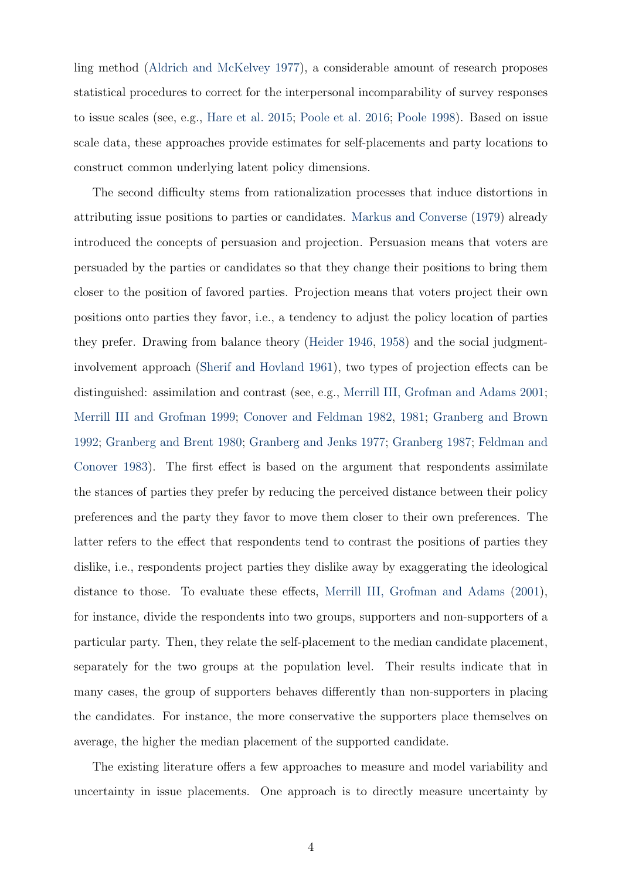ling method (Aldrich and McKelvey 1977), a considerable amount of research proposes statistical procedures to correct for the interpersonal incomparability of survey responses to issue scales (see, e.g., Hare et al. 2015; Poole et al. 2016; Poole 1998). Based on issue scale data, these approaches provide estimates for self-placements and party locations to construct common underlying latent policy dimensions.

The second difficulty stems from rationalization processes that induce distortions in attributing issue positions to parties or candidates. Markus and Converse (1979) already introduced the concepts of persuasion and projection. Persuasion means that voters are persuaded by the parties or candidates so that they change their positions to bring them closer to the position of favored parties. Projection means that voters project their own positions onto parties they favor, i.e., a tendency to adjust the policy location of parties they prefer. Drawing from balance theory (Heider 1946, 1958) and the social judgment-involvement approach (Sherif and Hovland 1961), two types of projection effects can be distinguished: assimilation and contrast (see, e.g., Merrill III, Grofman and Adams 2001; Merrill III and Grofman 1999; Conover and Feldman 1982, 1981; Granberg and Brown 1992; Granberg and Brent 1980; Granberg and Jenks 1977; Granberg 1987; Feldman and Conover 1983). The first effect is based on the argument that respondents assimilate the stances of parties they prefer by reducing the perceived distance between their policy preferences and the party they favor to move them closer to their own preferences. The latter refers to the effect that respondents tend to contrast the positions of parties they dislike, i.e., respondents project parties they dislike away by exaggerating the ideological distance to those. To evaluate these effects, Merrill III, Grofman and Adams (2001), for instance, divide the respondents into two groups, supporters and non-supporters of a particular party. Then, they relate the self-placement to the median candidate placement, separately for the two groups at the population level. Their results indicate that in many cases, the group of supporters behaves differently than non-supporters in placing the candidates. For instance, the more conservative the supporters place themselves on average, the higher the median placement of the supported candidate.

The existing literature offers a few approaches to measure and model variability and uncertainty in issue placements. One approach is to directly measure uncertainty by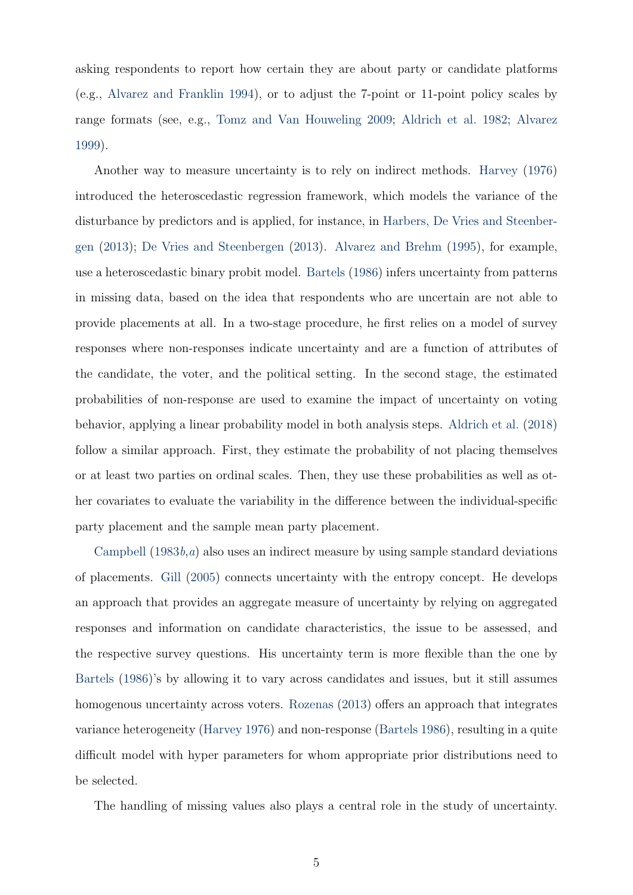asking respondents to report how certain they are about party or candidate platforms (e.g., Alvarez and Franklin 1994), or to adjust the 7-point or 11-point policy scales by range formats (see, e.g., Tomz and Van Houweling 2009; Aldrich et al. 1982; Alvarez 1999).

Another way to measure uncertainty is to rely on indirect methods. Harvey (1976) introduced the heteroscedastic regression framework, which models the variance of the disturbance by predictors and is applied, for instance, in Harbers, De Vries and Steenbergen (2013); De Vries and Steenbergen (2013). Alvarez and Brehm (1995), for example, use a heteroscedastic binary probit model. Bartels (1986) infers uncertainty from patterns in missing data, based on the idea that respondents who are uncertain are not able to provide placements at all. In a two-stage procedure, he first relies on a model of survey responses where non-responses indicate uncertainty and are a function of attributes of the candidate, the voter, and the political setting. In the second stage, the estimated probabilities of non-response are used to examine the impact of uncertainty on voting behavior, applying a linear probability model in both analysis steps. Aldrich et al. (2018) follow a similar approach. First, they estimate the probability of not placing themselves or at least two parties on ordinal scales. Then, they use these probabilities as well as other covariates to evaluate the variability in the difference between the individual-specific party placement and the sample mean party placement.

Campbell (1983*b*,*a*) also uses an indirect measure by using sample standard deviations of placements. Gill (2005) connects uncertainty with the entropy concept. He develops an approach that provides an aggregate measure of uncertainty by relying on aggregated responses and information on candidate characteristics, the issue to be assessed, and the respective survey questions. His uncertainty term is more flexible than the one by Bartels (1986)'s by allowing it to vary across candidates and issues, but it still assumes homogenous uncertainty across voters. Rozenas (2013) offers an approach that integrates variance heterogeneity (Harvey 1976) and non-response (Bartels 1986), resulting in a quite difficult model with hyper parameters for whom appropriate prior distributions need to be selected.

The handling of missing values also plays a central role in the study of uncertainty.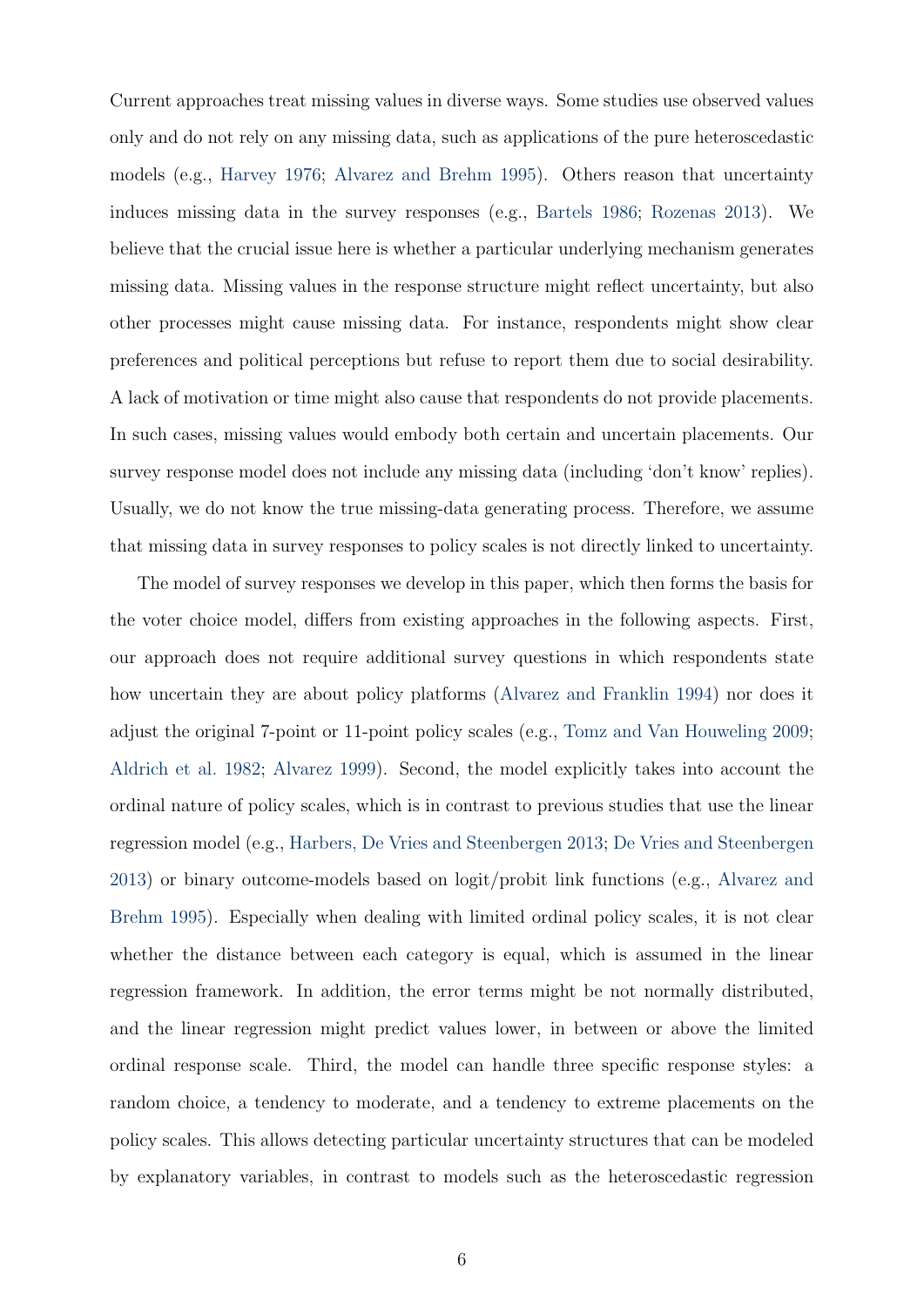Current approaches treat missing values in diverse ways. Some studies use observed values only and do not rely on any missing data, such as applications of the pure heteroscedastic models (e.g., Harvey 1976; Alvarez and Brehm 1995). Others reason that uncertainty induces missing data in the survey responses (e.g., Bartels 1986; Rozenas 2013). We believe that the crucial issue here is whether a particular underlying mechanism generates missing data. Missing values in the response structure might reflect uncertainty, but also other processes might cause missing data. For instance, respondents might show clear preferences and political perceptions but refuse to report them due to social desirability. A lack of motivation or time might also cause that respondents do not provide placements. In such cases, missing values would embody both certain and uncertain placements. Our survey response model does not include any missing data (including 'don't know' replies). Usually, we do not know the true missing-data generating process. Therefore, we assume that missing data in survey responses to policy scales is not directly linked to uncertainty.

The model of survey responses we develop in this paper, which then forms the basis for the voter choice model, differs from existing approaches in the following aspects. First, our approach does not require additional survey questions in which respondents state how uncertain they are about policy platforms (Alvarez and Franklin 1994) nor does it adjust the original 7-point or 11-point policy scales (e.g., Tomz and Van Houweling 2009; Aldrich et al. 1982; Alvarez 1999). Second, the model explicitly takes into account the ordinal nature of policy scales, which is in contrast to previous studies that use the linear regression model (e.g., Harbers, De Vries and Steenbergen 2013; De Vries and Steenbergen 2013) or binary outcome-models based on logit/probit link functions (e.g., Alvarez and Brehm 1995). Especially when dealing with limited ordinal policy scales, it is not clear whether the distance between each category is equal, which is assumed in the linear regression framework. In addition, the error terms might be not normally distributed, and the linear regression might predict values lower, in between or above the limited ordinal response scale. Third, the model can handle three specific response styles: a random choice, a tendency to moderate, and a tendency to extreme placements on the policy scales. This allows detecting particular uncertainty structures that can be modeled by explanatory variables, in contrast to models such as the heteroscedastic regression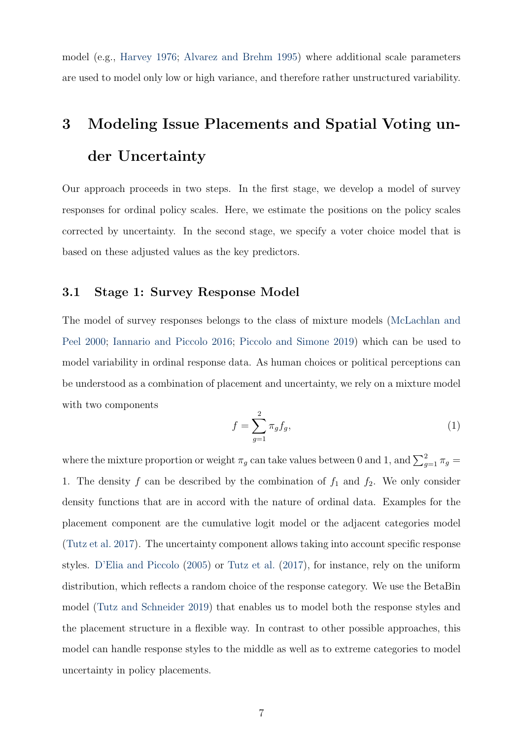model (e.g., Harvey 1976; Alvarez and Brehm 1995) where additional scale parameters are used to model only low or high variance, and therefore rather unstructured variability.

# 3 Modeling Issue Placements and Spatial Voting under Uncertainty

Our approach proceeds in two steps. In the first stage, we develop a model of survey responses for ordinal policy scales. Here, we estimate the positions on the policy scales corrected by uncertainty. In the second stage, we specify a voter choice model that is based on these adjusted values as the key predictors.

## 3.1 Stage 1: Survey Response Model

The model of survey responses belongs to the class of mixture models (McLachlan and Peel 2000; Iannario and Piccolo 2016; Piccolo and Simone 2019) which can be used to model variability in ordinal response data. As human choices or political perceptions can be understood as a combination of placement and uncertainty, we rely on a mixture model with two components

$$f = \sum_{g=1}^{2} \pi_g f_g, \tag{1}$$

where the mixture proportion or weight $\pi_g$ can take values between 0 and 1, and $\sum_{g=1}^{2} \pi_g = 1$. The density $f$ can be described by the combination of $f_1$ and $f_2$. We only consider density functions that are in accord with the nature of ordinal data. Examples for the placement component are the cumulative logit model or the adjacent categories model (Tutz et al. 2017). The uncertainty component allows taking into account specific response styles. D'Elia and Piccolo (2005) or Tutz et al. (2017), for instance, rely on the uniform distribution, which reflects a random choice of the response category. We use the BetaBin model (Tutz and Schneider 2019) that enables us to model both the response styles and the placement structure in a flexible way. In contrast to other possible approaches, this model can handle response styles to the middle as well as to extreme categories to model uncertainty in policy placements.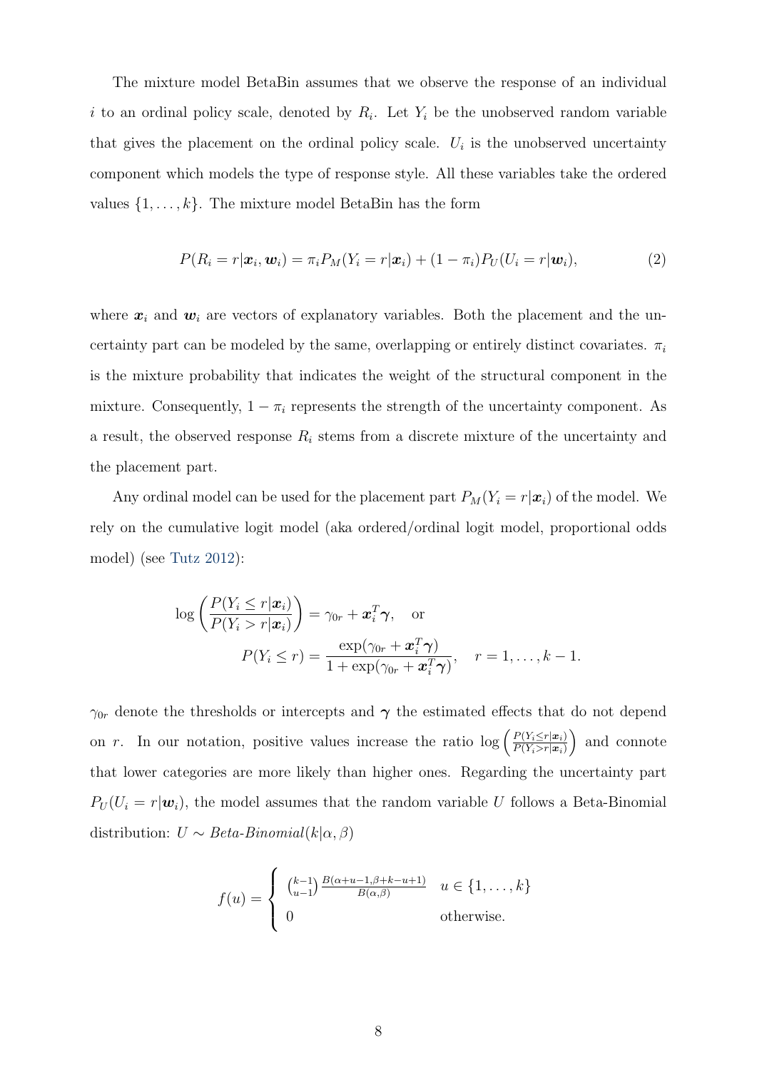The mixture model BetaBin assumes that we observe the response of an individual $i$ to an ordinal policy scale, denoted by $R_i$. Let $Y_i$ be the unobserved random variable that gives the placement on the ordinal policy scale. $U_i$ is the unobserved uncertainty component which models the type of response style. All these variables take the ordered values $\{1, \ldots, k\}$. The mixture model BetaBin has the form

$$P(R_i = r|\boldsymbol{x}_i, \boldsymbol{w}_i) = \pi_i P_M(Y_i = r|\boldsymbol{x}_i) + (1 - \pi_i) P_U(U_i = r|\boldsymbol{w}_i), \tag{2}$$

where $\boldsymbol{x}_i$ and $\boldsymbol{w}_i$ are vectors of explanatory variables. Both the placement and the uncertainty part can be modeled by the same, overlapping or entirely distinct covariates. $\pi_i$ is the mixture probability that indicates the weight of the structural component in the mixture. Consequently, $1 - \pi_i$ represents the strength of the uncertainty component. As a result, the observed response $R_i$ stems from a discrete mixture of the uncertainty and the placement part.

Any ordinal model can be used for the placement part $P_M(Y_i = r|\boldsymbol{x}_i)$ of the model. We rely on the cumulative logit model (aka ordered/ordinal logit model, proportional odds model) (see Tutz 2012):

$$\log\left(\frac{P(Y_i \le r|\boldsymbol{x}_i)}{P(Y_i > r|\boldsymbol{x}_i)}\right) = \gamma_{0r} + \boldsymbol{x}_i^T\boldsymbol{\gamma}, \quad \text{or}$$

$$P(Y_i \le r) = \frac{\exp(\gamma_{0r} + \boldsymbol{x}_i^T\boldsymbol{\gamma})}{1 + \exp(\gamma_{0r} + \boldsymbol{x}_i^T\boldsymbol{\gamma})}, \quad r = 1, \ldots, k-1.$$

$\gamma_{0r}$ denote the thresholds or intercepts and $\boldsymbol{\gamma}$ the estimated effects that do not depend on $r$. In our notation, positive values increase the ratio $\log\left(\frac{P(Y_i \le r|\boldsymbol{x}_i)}{P(Y_i > r|\boldsymbol{x}_i)}\right)$ and connote that lower categories are more likely than higher ones. Regarding the uncertainty part $P_U(U_i = r|\boldsymbol{w}_i)$, the model assumes that the random variable $U$ follows a Beta-Binomial distribution: $U \sim \textit{Beta-Binomial}(k|\alpha, \beta)$

$$f(u) = \begin{cases} \binom{k-1}{u-1} \frac{B(\alpha+u-1, \beta+k-u+1)}{B(\alpha,\beta)} & u \in \{1, \ldots, k\} \\ 0 & \text{otherwise.} \end{cases}$$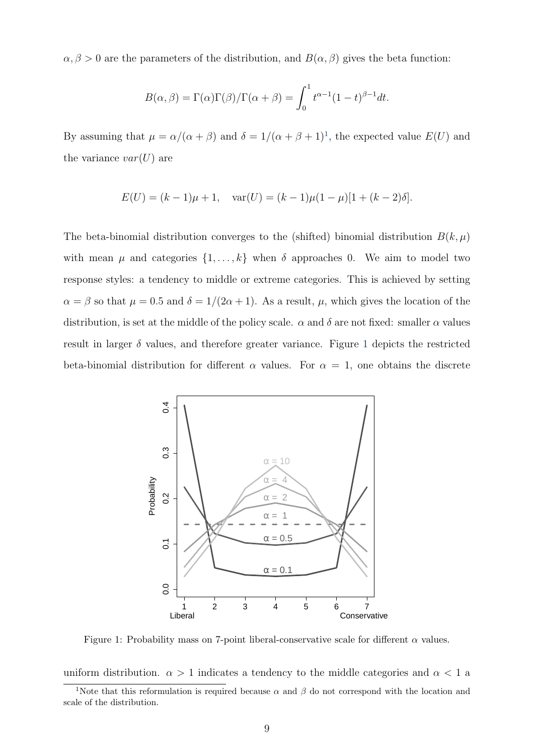$\alpha, \beta > 0$ are the parameters of the distribution, and $B(\alpha, \beta)$ gives the beta function:

$$B(\alpha, \beta) = \Gamma(\alpha)\Gamma(\beta)/\Gamma(\alpha + \beta) = \int_0^1 t^{\alpha-1}(1-t)^{\beta-1}dt.$$

By assuming that $\mu = \alpha/(\alpha + \beta)$ and $\delta = 1/(\alpha + \beta + 1)$[1], the expected value $E(U)$ and the variance $var(U)$ are

$$E(U) = (k-1)\mu + 1, \quad \text{var}(U) = (k-1)\mu(1-\mu)[1 + (k-2)\delta].$$

The beta-binomial distribution converges to the (shifted) binomial distribution $B(k, \mu)$ with mean $\mu$ and categories $\{1, \ldots, k\}$ when $\delta$ approaches 0. We aim to model two response styles: a tendency to middle or extreme categories. This is achieved by setting $\alpha = \beta$ so that $\mu = 0.5$ and $\delta = 1/(2\alpha + 1)$. As a result, $\mu$, which gives the location of the distribution, is set at the middle of the policy scale. $\alpha$ and $\delta$ are not fixed: smaller $\alpha$ values result in larger $\delta$ values, and therefore greater variance. Figure 1 depicts the restricted beta-binomial distribution for different $\alpha$ values. For $\alpha = 1$, one obtains the discrete

Figure 1: Probability mass on 7-point liberal-conservative scale for different $\alpha$ values.

uniform distribution. $\alpha > 1$ indicates a tendency to the middle categories and $\alpha < 1$ a

[1]Note that this reformulation is required because $\alpha$ and $\beta$ do not correspond with the location and scale of the distribution.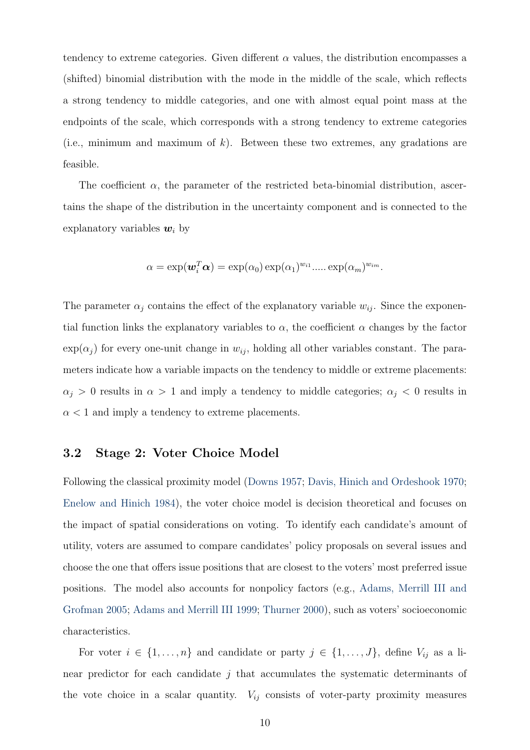tendency to extreme categories. Given different $\alpha$ values, the distribution encompasses a (shifted) binomial distribution with the mode in the middle of the scale, which reflects a strong tendency to middle categories, and one with almost equal point mass at the endpoints of the scale, which corresponds with a strong tendency to extreme categories (i.e., minimum and maximum of $k$). Between these two extremes, any gradations are feasible.

The coefficient $\alpha$, the parameter of the restricted beta-binomial distribution, ascertains the shape of the distribution in the uncertainty component and is connected to the explanatory variables $\boldsymbol{w}_i$ by

$$\alpha = \exp(\boldsymbol{w}_i^T \boldsymbol{\alpha}) = \exp(\alpha_0) \exp(\alpha_1)^{w_{i1}} \ldots\ldots \exp(\alpha_m)^{w_{im}}.$$

The parameter $\alpha_j$ contains the effect of the explanatory variable $w_{ij}$. Since the exponential function links the explanatory variables to $\alpha$, the coefficient $\alpha$ changes by the factor $\exp(\alpha_j)$ for every one-unit change in $w_{ij}$, holding all other variables constant. The parameters indicate how a variable impacts on the tendency to middle or extreme placements: $\alpha_j > 0$ results in $\alpha > 1$ and imply a tendency to middle categories; $\alpha_j < 0$ results in $\alpha < 1$ and imply a tendency to extreme placements.

### 3.2 Stage 2: Voter Choice Model

Following the classical proximity model (Downs 1957; Davis, Hinich and Ordeshook 1970; Enelow and Hinich 1984), the voter choice model is decision theoretical and focuses on the impact of spatial considerations on voting. To identify each candidate's amount of utility, voters are assumed to compare candidates' policy proposals on several issues and choose the one that offers issue positions that are closest to the voters' most preferred issue positions. The model also accounts for nonpolicy factors (e.g., Adams, Merrill III and Grofman 2005; Adams and Merrill III 1999; Thurner 2000), such as voters' socioeconomic characteristics.

For voter $i \in \{1, \ldots, n\}$ and candidate or party $j \in \{1, \ldots, J\}$, define $V_{ij}$ as a linear predictor for each candidate $j$ that accumulates the systematic determinants of the vote choice in a scalar quantity. $V_{ij}$ consists of voter-party proximity measures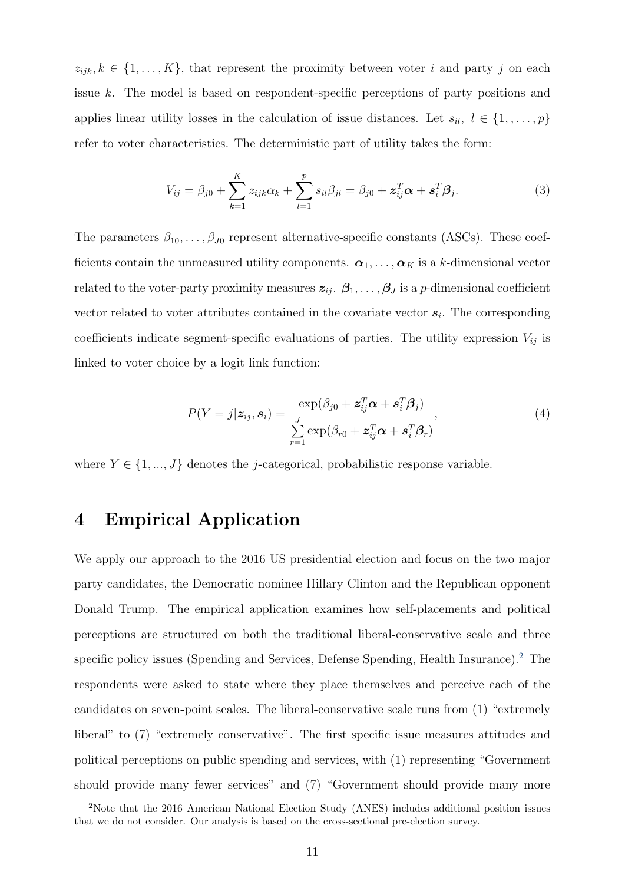$z_{ijk}, k \in \{1, \ldots, K\}$, that represent the proximity between voter $i$ and party $j$ on each issue $k$. The model is based on respondent-specific perceptions of party positions and applies linear utility losses in the calculation of issue distances. Let $s_{il},\ l \in \{1, \ldots, p\}$ refer to voter characteristics. The deterministic part of utility takes the form:

$$V_{ij} = \beta_{j0} + \sum_{k=1}^{K} z_{ijk}\alpha_k + \sum_{l=1}^{p} s_{il}\beta_{jl} = \beta_{j0} + \boldsymbol{z}_{ij}^T\boldsymbol{\alpha} + \boldsymbol{s}_i^T\boldsymbol{\beta}_j. \tag{3}$$

The parameters $\beta_{10}, \ldots, \beta_{J0}$ represent alternative-specific constants (ASCs). These coefficients contain the unmeasured utility components. $\boldsymbol{\alpha}_1, \ldots, \boldsymbol{\alpha}_K$ is a $k$-dimensional vector related to the voter-party proximity measures $\boldsymbol{z}_{ij}$. $\boldsymbol{\beta}_1, \ldots, \boldsymbol{\beta}_J$ is a $p$-dimensional coefficient vector related to voter attributes contained in the covariate vector $\boldsymbol{s}_i$. The corresponding coefficients indicate segment-specific evaluations of parties. The utility expression $V_{ij}$ is linked to voter choice by a logit link function:

$$P(Y = j|\boldsymbol{z}_{ij}, \boldsymbol{s}_i) = \frac{\exp(\beta_{j0} + \boldsymbol{z}_{ij}^T\boldsymbol{\alpha} + \boldsymbol{s}_i^T\boldsymbol{\beta}_j)}{\sum\limits_{r=1}^{J} \exp(\beta_{r0} + \boldsymbol{z}_{ij}^T\boldsymbol{\alpha} + \boldsymbol{s}_i^T\boldsymbol{\beta}_r)}, \tag{4}$$

where $Y \in \{1, ..., J\}$ denotes the $j$-categorical, probabilistic response variable.

# 4 Empirical Application

We apply our approach to the 2016 US presidential election and focus on the two major party candidates, the Democratic nominee Hillary Clinton and the Republican opponent Donald Trump. The empirical application examines how self-placements and political perceptions are structured on both the traditional liberal-conservative scale and three specific policy issues (Spending and Services, Defense Spending, Health Insurance).[2] The respondents were asked to state where they place themselves and perceive each of the candidates on seven-point scales. The liberal-conservative scale runs from (1) "extremely liberal" to (7) "extremely conservative". The first specific issue measures attitudes and political perceptions on public spending and services, with (1) representing "Government should provide many fewer services" and (7) "Government should provide many more

[2] Note that the 2016 American National Election Study (ANES) includes additional position issues that we do not consider. Our analysis is based on the cross-sectional pre-election survey.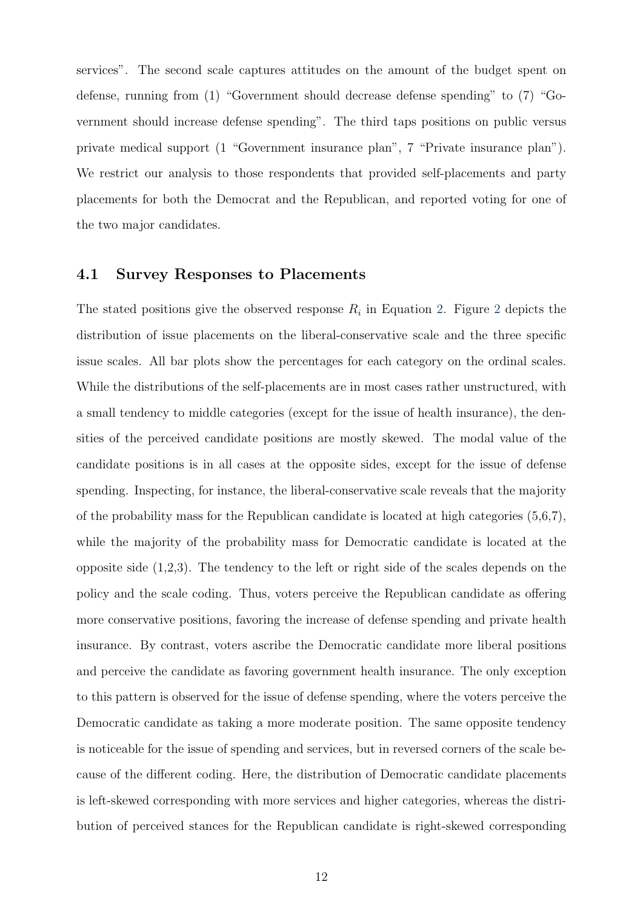services". The second scale captures attitudes on the amount of the budget spent on defense, running from (1) "Government should decrease defense spending" to (7) "Government should increase defense spending". The third taps positions on public versus private medical support (1 "Government insurance plan", 7 "Private insurance plan"). We restrict our analysis to those respondents that provided self-placements and party placements for both the Democrat and the Republican, and reported voting for one of the two major candidates.

### 4.1 Survey Responses to Placements

The stated positions give the observed response $R_i$ in Equation 2. Figure 2 depicts the distribution of issue placements on the liberal-conservative scale and the three specific issue scales. All bar plots show the percentages for each category on the ordinal scales. While the distributions of the self-placements are in most cases rather unstructured, with a small tendency to middle categories (except for the issue of health insurance), the densities of the perceived candidate positions are mostly skewed. The modal value of the candidate positions is in all cases at the opposite sides, except for the issue of defense spending. Inspecting, for instance, the liberal-conservative scale reveals that the majority of the probability mass for the Republican candidate is located at high categories (5,6,7), while the majority of the probability mass for Democratic candidate is located at the opposite side (1,2,3). The tendency to the left or right side of the scales depends on the policy and the scale coding. Thus, voters perceive the Republican candidate as offering more conservative positions, favoring the increase of defense spending and private health insurance. By contrast, voters ascribe the Democratic candidate more liberal positions and perceive the candidate as favoring government health insurance. The only exception to this pattern is observed for the issue of defense spending, where the voters perceive the Democratic candidate as taking a more moderate position. The same opposite tendency is noticeable for the issue of spending and services, but in reversed corners of the scale because of the different coding. Here, the distribution of Democratic candidate placements is left-skewed corresponding with more services and higher categories, whereas the distribution of perceived stances for the Republican candidate is right-skewed corresponding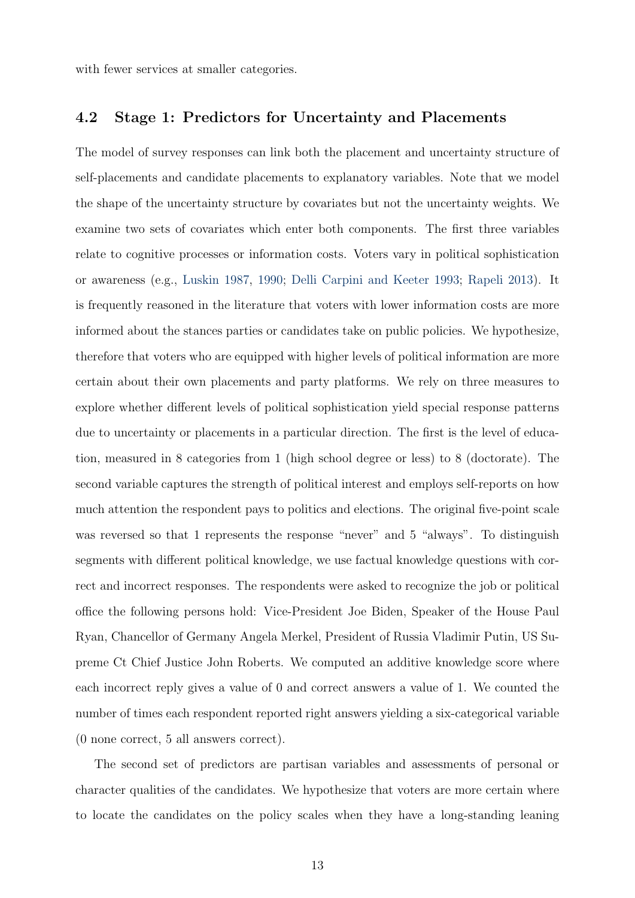with fewer services at smaller categories.

### 4.2 Stage 1: Predictors for Uncertainty and Placements

The model of survey responses can link both the placement and uncertainty structure of self-placements and candidate placements to explanatory variables. Note that we model the shape of the uncertainty structure by covariates but not the uncertainty weights. We examine two sets of covariates which enter both components. The first three variables relate to cognitive processes or information costs. Voters vary in political sophistication or awareness (e.g., Luskin 1987, 1990; Delli Carpini and Keeter 1993; Rapeli 2013). It is frequently reasoned in the literature that voters with lower information costs are more informed about the stances parties or candidates take on public policies. We hypothesize, therefore that voters who are equipped with higher levels of political information are more certain about their own placements and party platforms. We rely on three measures to explore whether different levels of political sophistication yield special response patterns due to uncertainty or placements in a particular direction. The first is the level of education, measured in 8 categories from 1 (high school degree or less) to 8 (doctorate). The second variable captures the strength of political interest and employs self-reports on how much attention the respondent pays to politics and elections. The original five-point scale was reversed so that 1 represents the response "never" and 5 "always". To distinguish segments with different political knowledge, we use factual knowledge questions with correct and incorrect responses. The respondents were asked to recognize the job or political office the following persons hold: Vice-President Joe Biden, Speaker of the House Paul Ryan, Chancellor of Germany Angela Merkel, President of Russia Vladimir Putin, US Supreme Ct Chief Justice John Roberts. We computed an additive knowledge score where each incorrect reply gives a value of 0 and correct answers a value of 1. We counted the number of times each respondent reported right answers yielding a six-categorical variable (0 none correct, 5 all answers correct).

The second set of predictors are partisan variables and assessments of personal or character qualities of the candidates. We hypothesize that voters are more certain where to locate the candidates on the policy scales when they have a long-standing leaning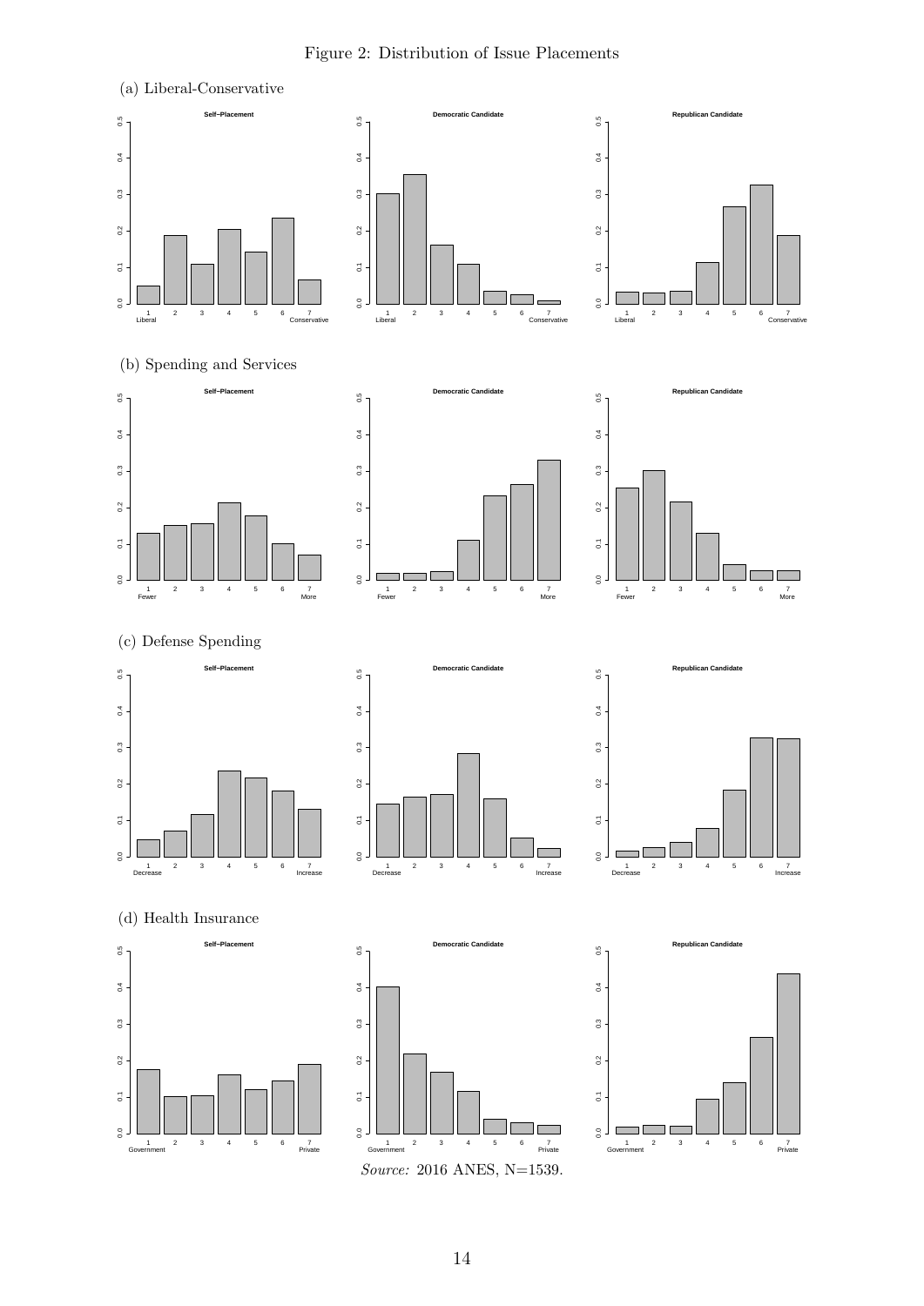Figure 2: Distribution of Issue Placements

(a) Liberal-Conservative

(b) Spending and Services

(c) Defense Spending

(d) Health Insurance

*Source:* 2016 ANES, N=1539.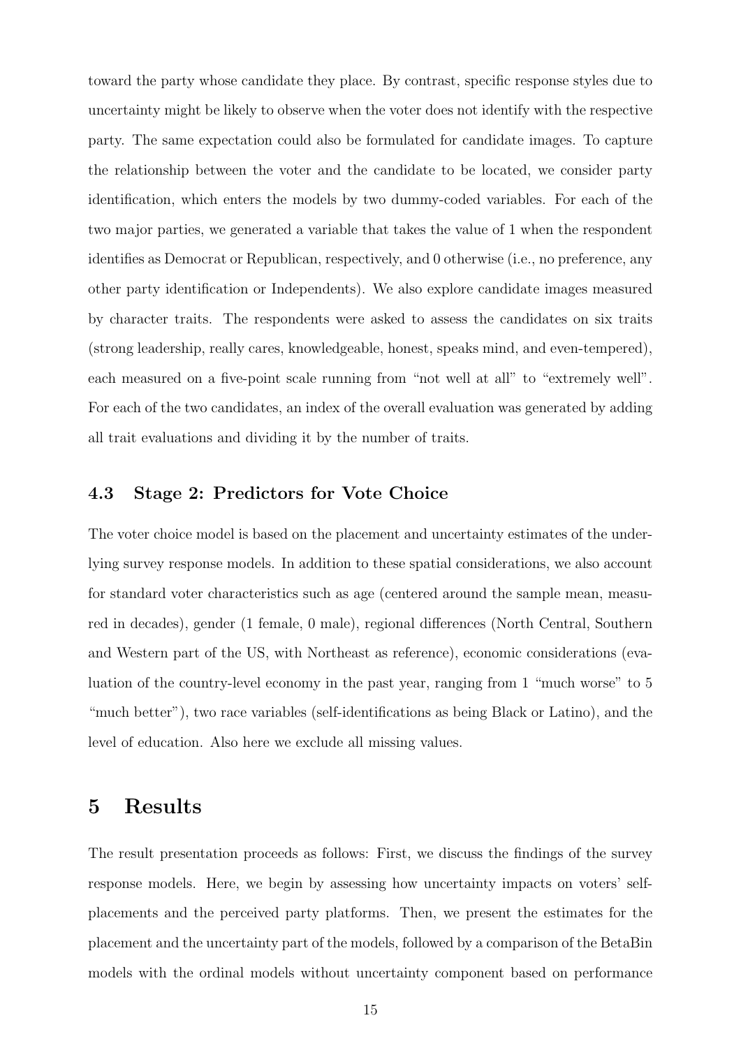toward the party whose candidate they place. By contrast, specific response styles due to uncertainty might be likely to observe when the voter does not identify with the respective party. The same expectation could also be formulated for candidate images. To capture the relationship between the voter and the candidate to be located, we consider party identification, which enters the models by two dummy-coded variables. For each of the two major parties, we generated a variable that takes the value of 1 when the respondent identifies as Democrat or Republican, respectively, and 0 otherwise (i.e., no preference, any other party identification or Independents). We also explore candidate images measured by character traits. The respondents were asked to assess the candidates on six traits (strong leadership, really cares, knowledgeable, honest, speaks mind, and even-tempered), each measured on a five-point scale running from "not well at all" to "extremely well". For each of the two candidates, an index of the overall evaluation was generated by adding all trait evaluations and dividing it by the number of traits.

### 4.3 Stage 2: Predictors for Vote Choice

The voter choice model is based on the placement and uncertainty estimates of the underlying survey response models. In addition to these spatial considerations, we also account for standard voter characteristics such as age (centered around the sample mean, measured in decades), gender (1 female, 0 male), regional differences (North Central, Southern and Western part of the US, with Northeast as reference), economic considerations (evaluation of the country-level economy in the past year, ranging from 1 "much worse" to 5 "much better"), two race variables (self-identifications as being Black or Latino), and the level of education. Also here we exclude all missing values.

## 5 Results

The result presentation proceeds as follows: First, we discuss the findings of the survey response models. Here, we begin by assessing how uncertainty impacts on voters' self-placements and the perceived party platforms. Then, we present the estimates for the placement and the uncertainty part of the models, followed by a comparison of the BetaBin models with the ordinal models without uncertainty component based on performance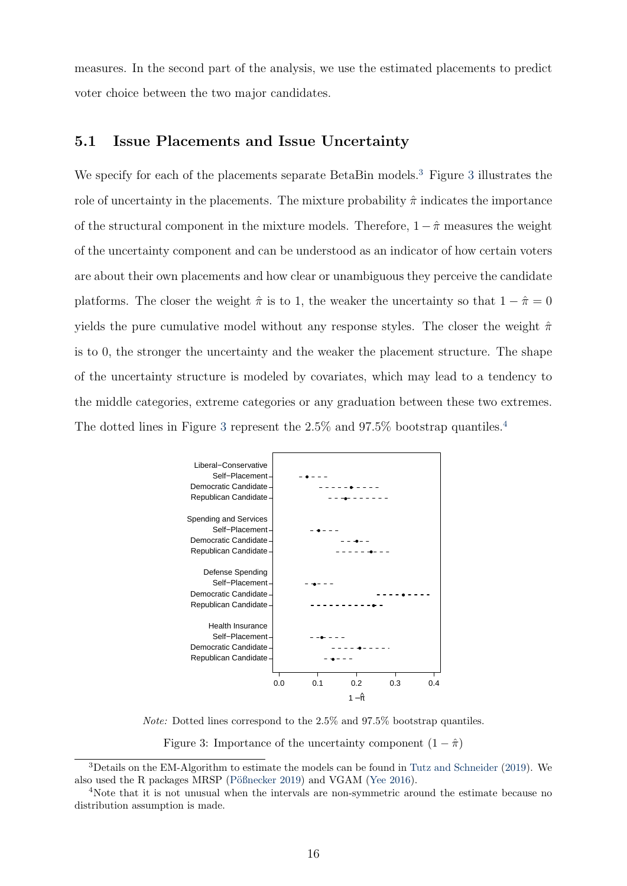measures. In the second part of the analysis, we use the estimated placements to predict voter choice between the two major candidates.

## 5.1 Issue Placements and Issue Uncertainty

We specify for each of the placements separate BetaBin models.[3] Figure 3 illustrates the role of uncertainty in the placements. The mixture probability $\hat{\pi}$ indicates the importance of the structural component in the mixture models. Therefore, $1 - \hat{\pi}$ measures the weight of the uncertainty component and can be understood as an indicator of how certain voters are about their own placements and how clear or unambiguous they perceive the candidate platforms. The closer the weight $\hat{\pi}$ is to 1, the weaker the uncertainty so that $1 - \hat{\pi} = 0$ yields the pure cumulative model without any response styles. The closer the weight $\hat{\pi}$ is to 0, the stronger the uncertainty and the weaker the placement structure. The shape of the uncertainty structure is modeled by covariates, which may lead to a tendency to the middle categories, extreme categories or any graduation between these two extremes. The dotted lines in Figure 3 represent the 2.5% and 97.5% bootstrap quantiles.[4]

*Note:* Dotted lines correspond to the 2.5% and 97.5% bootstrap quantiles.

Figure 3: Importance of the uncertainty component $(1 - \hat{\pi})$

[3]Details on the EM-Algorithm to estimate the models can be found in Tutz and Schneider (2019). We also used the R packages MRSP (Pößnecker 2019) and VGAM (Yee 2016).

[4]Note that it is not unusual when the intervals are non-symmetric around the estimate because no distribution assumption is made.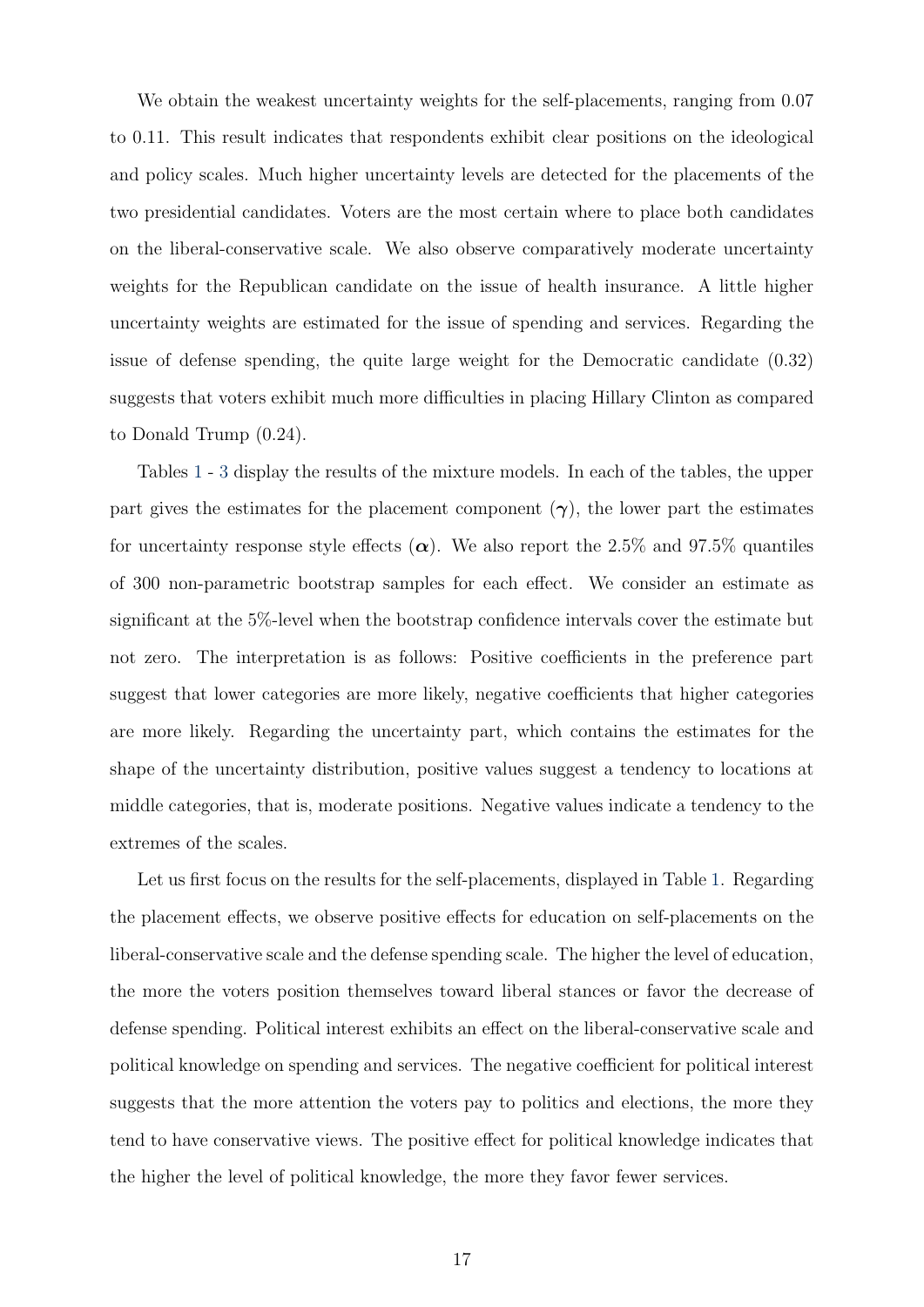We obtain the weakest uncertainty weights for the self-placements, ranging from 0.07 to 0.11. This result indicates that respondents exhibit clear positions on the ideological and policy scales. Much higher uncertainty levels are detected for the placements of the two presidential candidates. Voters are the most certain where to place both candidates on the liberal-conservative scale. We also observe comparatively moderate uncertainty weights for the Republican candidate on the issue of health insurance. A little higher uncertainty weights are estimated for the issue of spending and services. Regarding the issue of defense spending, the quite large weight for the Democratic candidate (0.32) suggests that voters exhibit much more difficulties in placing Hillary Clinton as compared to Donald Trump (0.24).

Tables 1 - 3 display the results of the mixture models. In each of the tables, the upper part gives the estimates for the placement component ($\boldsymbol{\gamma}$), the lower part the estimates for uncertainty response style effects ($\boldsymbol{\alpha}$). We also report the 2.5% and 97.5% quantiles of 300 non-parametric bootstrap samples for each effect. We consider an estimate as significant at the 5%-level when the bootstrap confidence intervals cover the estimate but not zero. The interpretation is as follows: Positive coefficients in the preference part suggest that lower categories are more likely, negative coefficients that higher categories are more likely. Regarding the uncertainty part, which contains the estimates for the shape of the uncertainty distribution, positive values suggest a tendency to locations at middle categories, that is, moderate positions. Negative values indicate a tendency to the extremes of the scales.

Let us first focus on the results for the self-placements, displayed in Table 1. Regarding the placement effects, we observe positive effects for education on self-placements on the liberal-conservative scale and the defense spending scale. The higher the level of education, the more the voters position themselves toward liberal stances or favor the decrease of defense spending. Political interest exhibits an effect on the liberal-conservative scale and political knowledge on spending and services. The negative coefficient for political interest suggests that the more attention the voters pay to politics and elections, the more they tend to have conservative views. The positive effect for political knowledge indicates that the higher the level of political knowledge, the more they favor fewer services.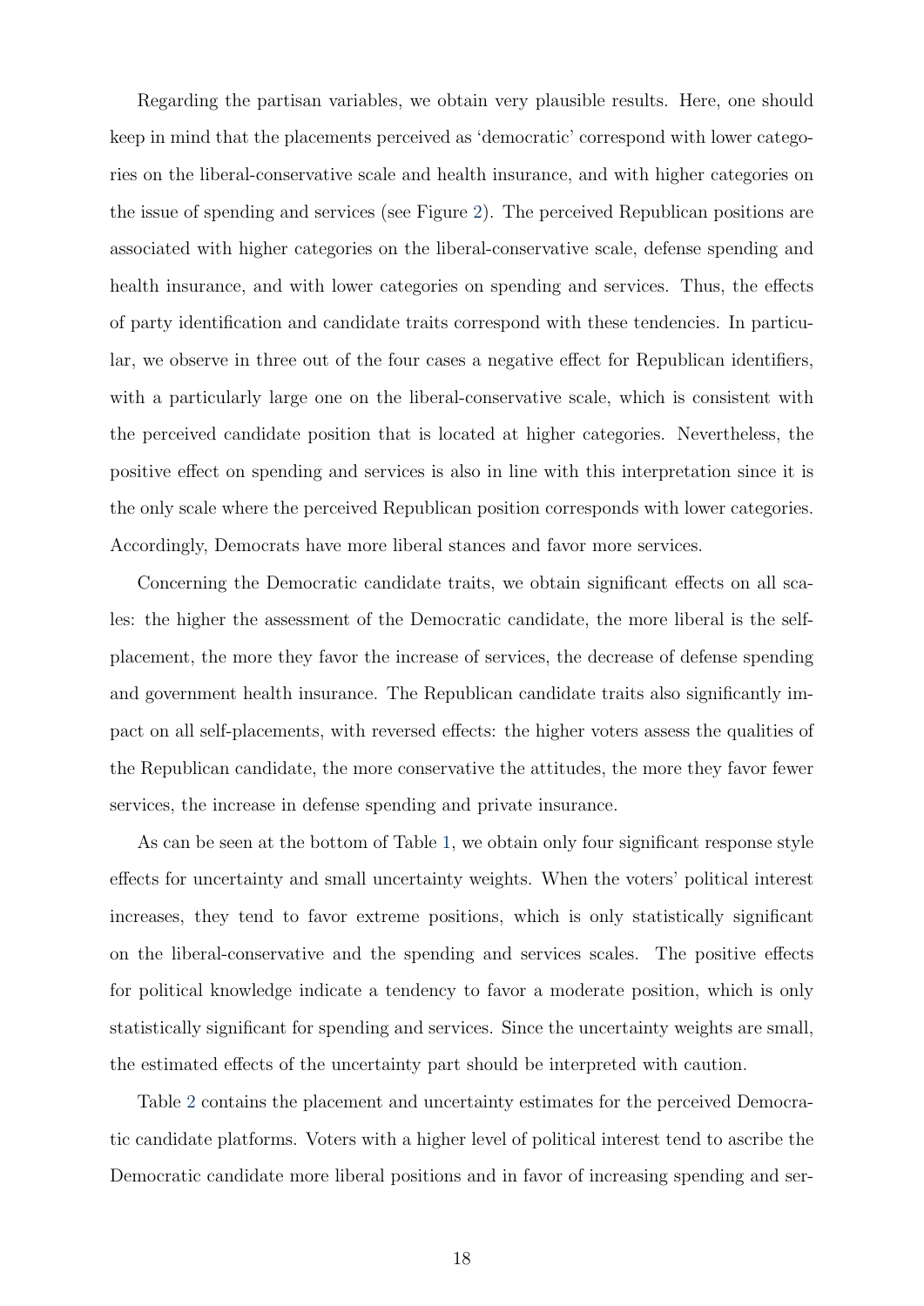Regarding the partisan variables, we obtain very plausible results. Here, one should keep in mind that the placements perceived as 'democratic' correspond with lower categories on the liberal-conservative scale and health insurance, and with higher categories on the issue of spending and services (see Figure 2). The perceived Republican positions are associated with higher categories on the liberal-conservative scale, defense spending and health insurance, and with lower categories on spending and services. Thus, the effects of party identification and candidate traits correspond with these tendencies. In particular, we observe in three out of the four cases a negative effect for Republican identifiers, with a particularly large one on the liberal-conservative scale, which is consistent with the perceived candidate position that is located at higher categories. Nevertheless, the positive effect on spending and services is also in line with this interpretation since it is the only scale where the perceived Republican position corresponds with lower categories. Accordingly, Democrats have more liberal stances and favor more services.

Concerning the Democratic candidate traits, we obtain significant effects on all scales: the higher the assessment of the Democratic candidate, the more liberal is the self-placement, the more they favor the increase of services, the decrease of defense spending and government health insurance. The Republican candidate traits also significantly impact on all self-placements, with reversed effects: the higher voters assess the qualities of the Republican candidate, the more conservative the attitudes, the more they favor fewer services, the increase in defense spending and private insurance.

As can be seen at the bottom of Table 1, we obtain only four significant response style effects for uncertainty and small uncertainty weights. When the voters' political interest increases, they tend to favor extreme positions, which is only statistically significant on the liberal-conservative and the spending and services scales. The positive effects for political knowledge indicate a tendency to favor a moderate position, which is only statistically significant for spending and services. Since the uncertainty weights are small, the estimated effects of the uncertainty part should be interpreted with caution.

Table 2 contains the placement and uncertainty estimates for the perceived Democratic candidate platforms. Voters with a higher level of political interest tend to ascribe the Democratic candidate more liberal positions and in favor of increasing spending and ser-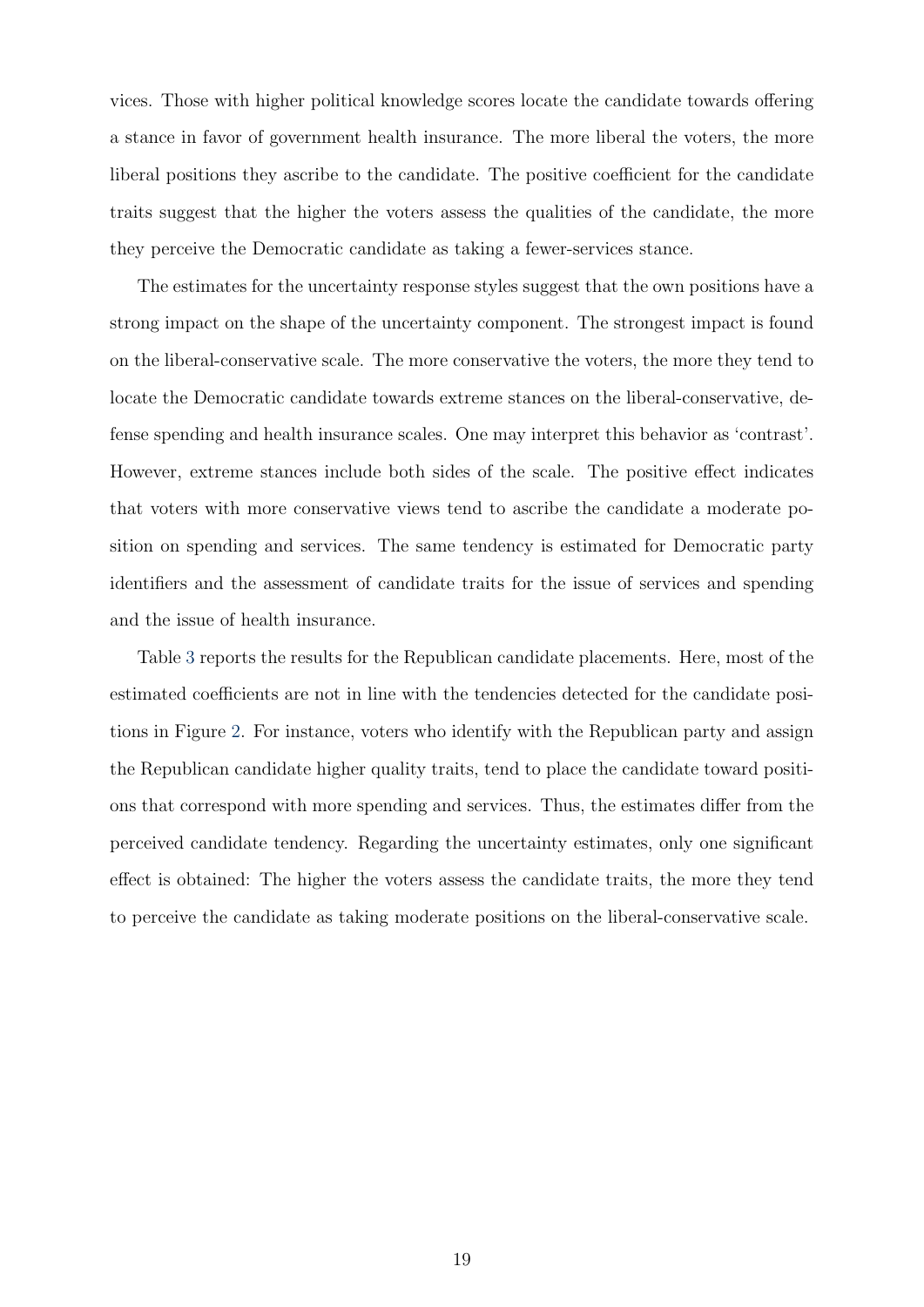vices. Those with higher political knowledge scores locate the candidate towards offering a stance in favor of government health insurance. The more liberal the voters, the more liberal positions they ascribe to the candidate. The positive coefficient for the candidate traits suggest that the higher the voters assess the qualities of the candidate, the more they perceive the Democratic candidate as taking a fewer-services stance.

The estimates for the uncertainty response styles suggest that the own positions have a strong impact on the shape of the uncertainty component. The strongest impact is found on the liberal-conservative scale. The more conservative the voters, the more they tend to locate the Democratic candidate towards extreme stances on the liberal-conservative, defense spending and health insurance scales. One may interpret this behavior as 'contrast'. However, extreme stances include both sides of the scale. The positive effect indicates that voters with more conservative views tend to ascribe the candidate a moderate position on spending and services. The same tendency is estimated for Democratic party identifiers and the assessment of candidate traits for the issue of services and spending and the issue of health insurance.

Table 3 reports the results for the Republican candidate placements. Here, most of the estimated coefficients are not in line with the tendencies detected for the candidate positions in Figure 2. For instance, voters who identify with the Republican party and assign the Republican candidate higher quality traits, tend to place the candidate toward positions that correspond with more spending and services. Thus, the estimates differ from the perceived candidate tendency. Regarding the uncertainty estimates, only one significant effect is obtained: The higher the voters assess the candidate traits, the more they tend to perceive the candidate as taking moderate positions on the liberal-conservative scale.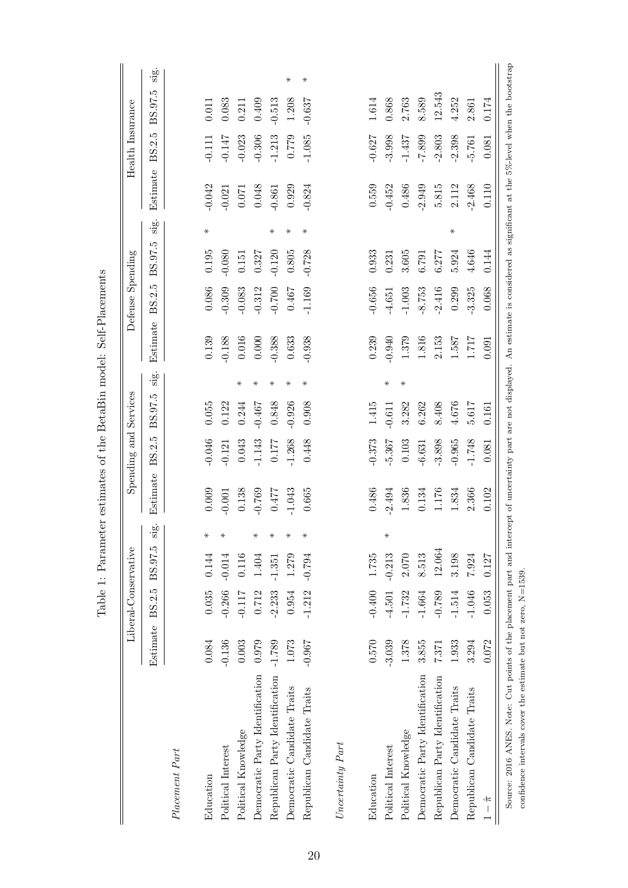Table 1: Parameter estimates of the BetaBin model: Self-Placements

| | Liberal-Conservative | | | | Spending and Services | | | | Defense Spending | | | | Health Insurance | | | |
|---|---|---|---|---|---|---|---|---|---|---|---|---|---|---|---|---|
| | Estimate | BS.2.5 | BS.97.5 | sig. | Estimate | BS.2.5 | BS.97.5 | sig. | Estimate | BS.2.5 | BS.97.5 | sig. | Estimate | BS.2.5 | BS.97.5 | sig. |
| *Placement Part* | | | | | | | | | | | | | | | | |
| Education | 0.084 | 0.035 | 0.144 | * | 0.009 | -0.046 | 0.055 | | 0.139 | 0.086 | 0.195 | * | -0.042 | -0.111 | 0.011 | |
| Political Interest | -0.136 | -0.266 | -0.014 | * | -0.001 | -0.121 | 0.122 | | -0.188 | -0.309 | -0.080 | | -0.021 | -0.147 | 0.083 | |
| Political Knowledge | 0.003 | -0.117 | 0.116 | | 0.138 | 0.043 | 0.244 | * | 0.016 | -0.083 | 0.151 | | 0.071 | -0.023 | 0.211 | |
| Democratic Party Identification | 0.979 | 0.712 | 1.404 | * | -0.769 | -1.143 | -0.467 | * | 0.000 | -0.312 | 0.327 | | 0.048 | -0.306 | 0.409 | |
| Republican Party Identification | -1.789 | -2.233 | -1.351 | * | 0.477 | 0.177 | 0.848 | * | -0.388 | -0.700 | -0.120 | * | -0.861 | -1.213 | -0.513 | |
| Democratic Candidate Traits | 1.073 | 0.954 | 1.279 | * | -1.043 | -1.268 | -0.926 | * | 0.633 | 0.467 | 0.805 | * | 0.929 | 0.779 | 1.208 | * |
| Republican Candidate Traits | -0.967 | -1.212 | -0.794 | * | 0.665 | 0.448 | 0.908 | * | -0.938 | -1.169 | -0.728 | * | -0.824 | -1.085 | -0.637 | * |
| *Uncertainty Part* | | | | | | | | | | | | | | | | |
| Education | 0.570 | -0.400 | 1.735 | | 0.486 | -0.373 | 1.415 | | 0.239 | -0.656 | 0.933 | | 0.559 | -0.627 | 1.614 | |
| Political Interest | -3.039 | -4.501 | -0.213 | * | -2.494 | -5.367 | -0.611 | * | -0.940 | -4.651 | 0.231 | | -0.452 | -3.998 | 0.868 | |
| Political Knowledge | 1.378 | -1.732 | 2.070 | | 1.836 | 0.103 | 3.282 | * | 1.379 | -1.003 | 3.605 | | 0.486 | -1.437 | 2.763 | |
| Democratic Party Identification | 3.855 | -1.664 | 8.513 | | 0.134 | -6.631 | 6.262 | | 1.816 | -8.753 | 6.791 | | -2.949 | -7.899 | 8.589 | |
| Republican Party Identification | 7.371 | -0.789 | 12.064 | | 1.176 | -3.898 | 8.408 | | 2.153 | -2.416 | 6.277 | | 5.815 | -2.803 | 12.543 | |
| Democratic Candidate Traits | 1.933 | -1.514 | 3.198 | | 1.834 | -0.965 | 4.676 | | 1.587 | 0.299 | 5.924 | * | 2.112 | -2.398 | 4.252 | |
| Republican Candidate Traits | 3.294 | -1.046 | 7.924 | | 2.366 | -1.748 | 5.617 | | 1.717 | -3.325 | 4.646 | | -2.468 | -5.761 | 2.861 | |
| $1-\hat{\pi}$ | 0.072 | 0.053 | 0.127 | | 0.102 | 0.081 | 0.161 | | 0.091 | 0.068 | 0.144 | | 0.110 | 0.081 | 0.174 | |

Source: 2016 ANES. Note: Cut points of the placement part and intercept of uncertainty part are not displayed. An estimate is considered as significant at the 5%-level when the bootstrap confidence intervals cover the estimate but not zero, N=1539.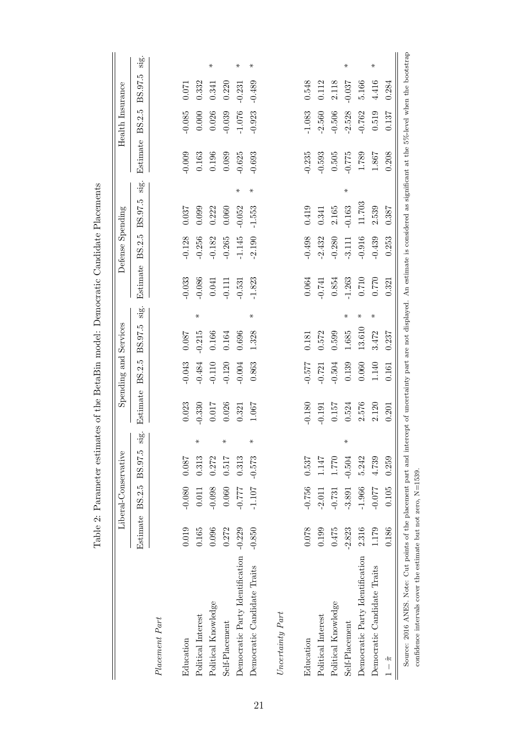Table 2: Parameter estimates of the BetaBin model: Democratic Candidate Placements

| | Liberal-Conservative | | | | Spending and Services | | | | Defense Spending | | | | Health Insurance | | | |
|---|---|---|---|---|---|---|---|---|---|---|---|---|---|---|---|---|
| | Estimate | BS.2.5 | BS.97.5 | sig. | Estimate | BS.2.5 | BS.97.5 | sig. | Estimate | BS.2.5 | BS.97.5 | sig. | Estimate | BS.2.5 | BS.97.5 | sig. |
| *Placement Part* | | | | | | | | | | | | | | | | |
| Education | 0.019 | -0.080 | 0.087 | | 0.023 | -0.043 | 0.087 | | -0.033 | -0.128 | 0.037 | | -0.009 | -0.085 | 0.071 | |
| Political Interest | 0.165 | 0.011 | 0.313 | * | -0.330 | -0.484 | -0.215 | * | -0.086 | -0.256 | 0.099 | | 0.163 | 0.000 | 0.332 | |
| Political Knowledge | 0.096 | -0.098 | 0.272 | | 0.017 | -0.110 | 0.166 | | 0.041 | -0.182 | 0.222 | | 0.196 | 0.026 | 0.341 | * |
| Self-Placement | 0.272 | 0.060 | 0.517 | * | 0.026 | -0.120 | 0.164 | | -0.111 | -0.265 | 0.060 | | 0.089 | -0.039 | 0.220 | |
| Democratic Party Identification | -0.229 | -0.777 | 0.313 | | 0.321 | -0.004 | 0.696 | | -0.531 | -1.145 | -0.052 | * | -0.625 | -1.076 | -0.231 | * |
| Democratic Candidate Traits | -0.850 | -1.107 | -0.573 | * | 1.067 | 0.863 | 1.328 | * | -1.823 | -2.190 | -1.553 | * | -0.693 | -0.923 | -0.489 | * |
| *Uncertainty Part* | | | | | | | | | | | | | | | | |
| Education | 0.078 | -0.756 | 0.537 | | -0.180 | -0.577 | 0.181 | | 0.064 | -0.498 | 0.419 | | -0.235 | -1.083 | 0.548 | |
| Political Interest | 0.199 | -2.011 | 1.147 | | -0.191 | -0.721 | 0.572 | | -0.741 | -2.432 | 0.341 | | -0.593 | -2.560 | 0.112 | |
| Political Knowledge | 0.475 | -0.731 | 1.770 | | 0.157 | -0.504 | 0.599 | | 0.854 | -0.280 | 2.165 | | 0.505 | -0.506 | 2.118 | |
| Self-Placement | -2.823 | -3.891 | -0.504 | * | 0.524 | 0.139 | 1.685 | * | -1.263 | -3.111 | -0.163 | * | -0.775 | -2.528 | -0.037 | * |
| Democratic Party Identification | 2.316 | -1.966 | 5.242 | | 2.576 | 0.060 | 13.610 | * | 0.710 | -0.916 | 11.703 | | 1.789 | -0.762 | 5.166 | |
| Democratic Candidate Traits | 1.179 | -0.077 | 4.739 | | 2.120 | 1.140 | 3.472 | * | 0.770 | -0.439 | 2.539 | | 1.867 | 0.519 | 4.416 | * |
| $1-\hat{\pi}$ | 0.186 | 0.105 | 0.259 | | 0.201 | 0.161 | 0.237 | | 0.321 | 0.253 | 0.387 | | 0.208 | 0.137 | 0.284 | |

Source: 2016 ANES. Note: Cut points of the placement part and intercept of uncertainty part are not displayed. An estimate is considered as significant at the 5%-level when the bootstrap confidence intervals cover the estimate but not zero, N=1539.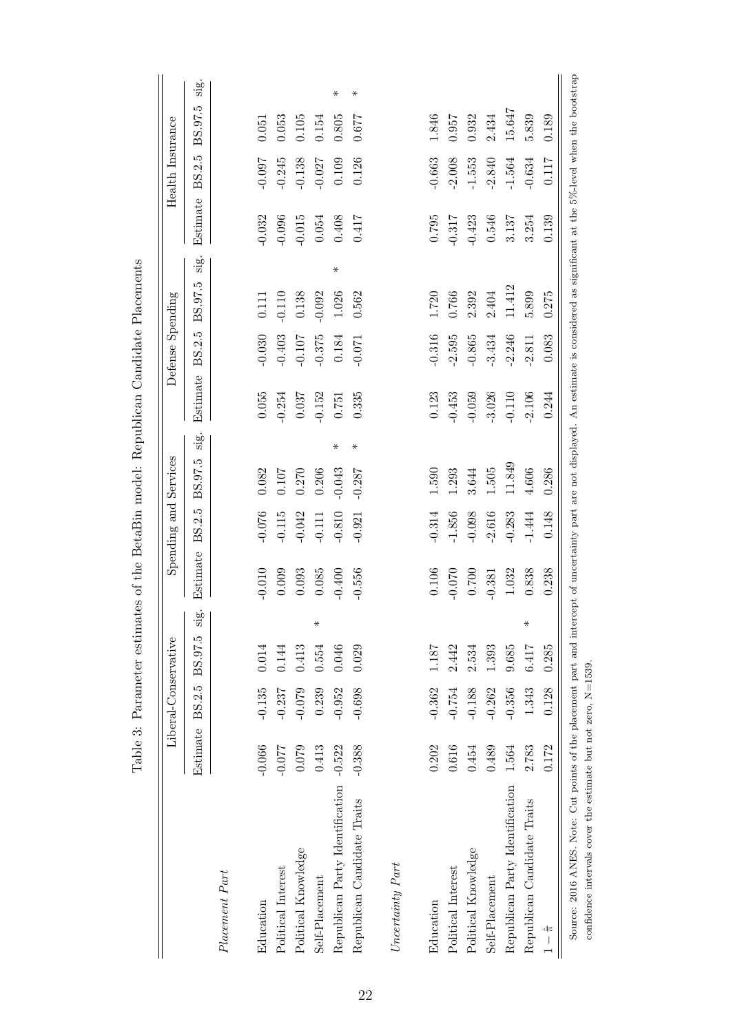Table 3: Parameter estimates of the BetaBin model: Republican Candidate Placements

| | Liberal-Conservative | | | | Spending and Services | | | | Defense Spending | | | | Health Insurance | | | |
|---|---|---|---|---|---|---|---|---|---|---|---|---|---|---|---|---|
| | Estimate | BS.2.5 | BS.97.5 | sig. | Estimate | BS.2.5 | BS.97.5 | sig. | Estimate | BS.2.5 | BS.97.5 | sig. | Estimate | BS.2.5 | BS.97.5 | sig. |
| *Placement Part* | | | | | | | | | | | | | | | | |
| Education | -0.066 | -0.135 | 0.014 | | -0.010 | -0.076 | 0.082 | | 0.055 | -0.030 | 0.111 | | -0.032 | -0.097 | 0.051 | |
| Political Interest | -0.077 | -0.237 | 0.144 | | 0.009 | -0.115 | 0.107 | | -0.254 | -0.403 | -0.110 | | -0.096 | -0.245 | 0.053 | |
| Political Knowledge | 0.079 | -0.079 | 0.413 | | 0.093 | -0.042 | 0.270 | | 0.037 | -0.107 | 0.138 | | -0.015 | -0.138 | 0.105 | |
| Self-Placement | 0.413 | 0.239 | 0.554 | * | 0.085 | -0.111 | 0.206 | | -0.152 | -0.375 | -0.092 | | 0.054 | -0.027 | 0.154 | |
| Republican Party Identification | -0.522 | -0.952 | 0.046 | | -0.400 | -0.810 | -0.043 | * | 0.751 | 0.184 | 1.026 | * | 0.408 | 0.109 | 0.805 | * |
| Republican Candidate Traits | -0.388 | -0.698 | 0.029 | | -0.556 | -0.921 | -0.287 | * | 0.335 | -0.071 | 0.562 | | 0.417 | 0.126 | 0.677 | * |
| *Uncertainty Part* | | | | | | | | | | | | | | | | |
| Education | 0.202 | -0.362 | 1.187 | | 0.106 | -0.314 | 1.590 | | 0.123 | -0.316 | 1.720 | | 0.795 | -0.663 | 1.846 | |
| Political Interest | 0.616 | -0.754 | 2.442 | | -0.070 | -1.856 | 1.293 | | -0.453 | -2.595 | 0.766 | | -0.317 | -2.008 | 0.957 | |
| Political Knowledge | 0.454 | -0.188 | 2.534 | | 0.700 | -0.098 | 3.644 | | -0.059 | -0.865 | 2.392 | | -0.423 | -1.553 | 0.932 | |
| Self-Placement | 0.489 | -0.262 | 1.393 | | -0.381 | -2.616 | 1.505 | | -3.026 | -3.434 | 2.404 | | 0.546 | -2.840 | 2.434 | |
| Republican Party Identification | 1.564 | -0.356 | 9.685 | | 1.032 | -0.283 | 11.849 | | -0.110 | -2.246 | 11.412 | | 3.137 | -1.564 | 15.647 | |
| Republican Candidate Traits | 2.783 | 1.343 | 6.417 | * | 0.838 | -1.444 | 4.606 | | -2.106 | -2.811 | 5.899 | | 3.254 | -0.634 | 5.839 | |
| $1 - \hat{\pi}$ | 0.172 | 0.128 | 0.285 | | 0.238 | 0.148 | 0.286 | | 0.244 | 0.083 | 0.275 | | 0.139 | 0.117 | 0.189 | |

Source: 2016 ANES. Note: Cut points of the placement part and intercept of uncertainty part are not displayed. An estimate is considered as significant at the 5%-level when the bootstrap confidence intervals cover the estimate but not zero, N=1539.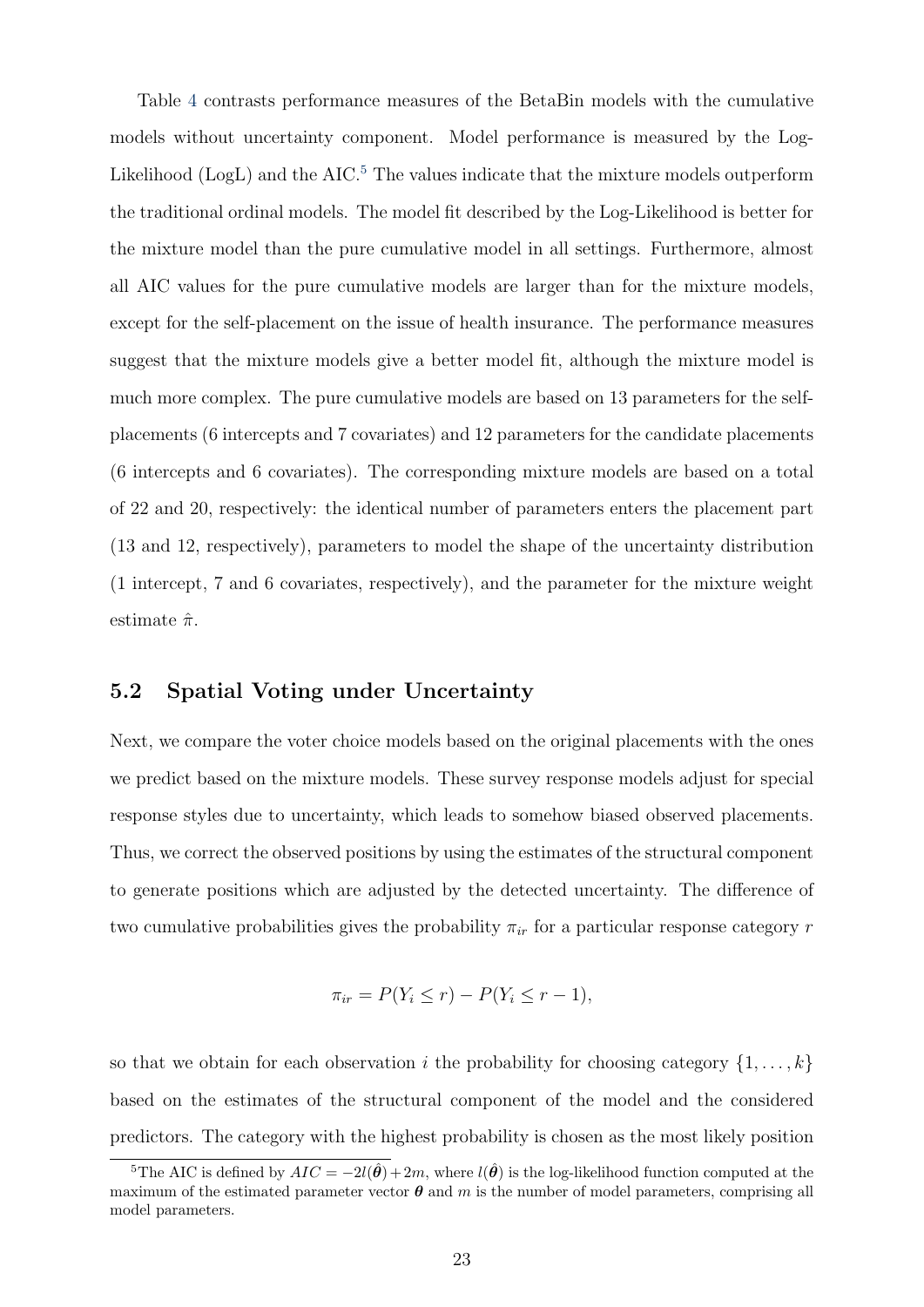Table 4 contrasts performance measures of the BetaBin models with the cumulative models without uncertainty component. Model performance is measured by the Log-Likelihood (LogL) and the AIC.[5] The values indicate that the mixture models outperform the traditional ordinal models. The model fit described by the Log-Likelihood is better for the mixture model than the pure cumulative model in all settings. Furthermore, almost all AIC values for the pure cumulative models are larger than for the mixture models, except for the self-placement on the issue of health insurance. The performance measures suggest that the mixture models give a better model fit, although the mixture model is much more complex. The pure cumulative models are based on 13 parameters for the self-placements (6 intercepts and 7 covariates) and 12 parameters for the candidate placements (6 intercepts and 6 covariates). The corresponding mixture models are based on a total of 22 and 20, respectively: the identical number of parameters enters the placement part (13 and 12, respectively), parameters to model the shape of the uncertainty distribution (1 intercept, 7 and 6 covariates, respectively), and the parameter for the mixture weight estimate $\hat{\pi}$.

## 5.2 Spatial Voting under Uncertainty

Next, we compare the voter choice models based on the original placements with the ones we predict based on the mixture models. These survey response models adjust for special response styles due to uncertainty, which leads to somehow biased observed placements. Thus, we correct the observed positions by using the estimates of the structural component to generate positions which are adjusted by the detected uncertainty. The difference of two cumulative probabilities gives the probability $\pi_{ir}$ for a particular response category $r$

$$\pi_{ir} = P(Y_i \leq r) - P(Y_i \leq r - 1),$$

so that we obtain for each observation $i$ the probability for choosing category $\{1, \ldots, k\}$ based on the estimates of the structural component of the model and the considered predictors. The category with the highest probability is chosen as the most likely position

[5] The AIC is defined by $AIC = -2l(\hat{\boldsymbol{\theta}}) + 2m$, where $l(\hat{\boldsymbol{\theta}})$ is the log-likelihood function computed at the maximum of the estimated parameter vector $\boldsymbol{\theta}$ and $m$ is the number of model parameters, comprising all model parameters.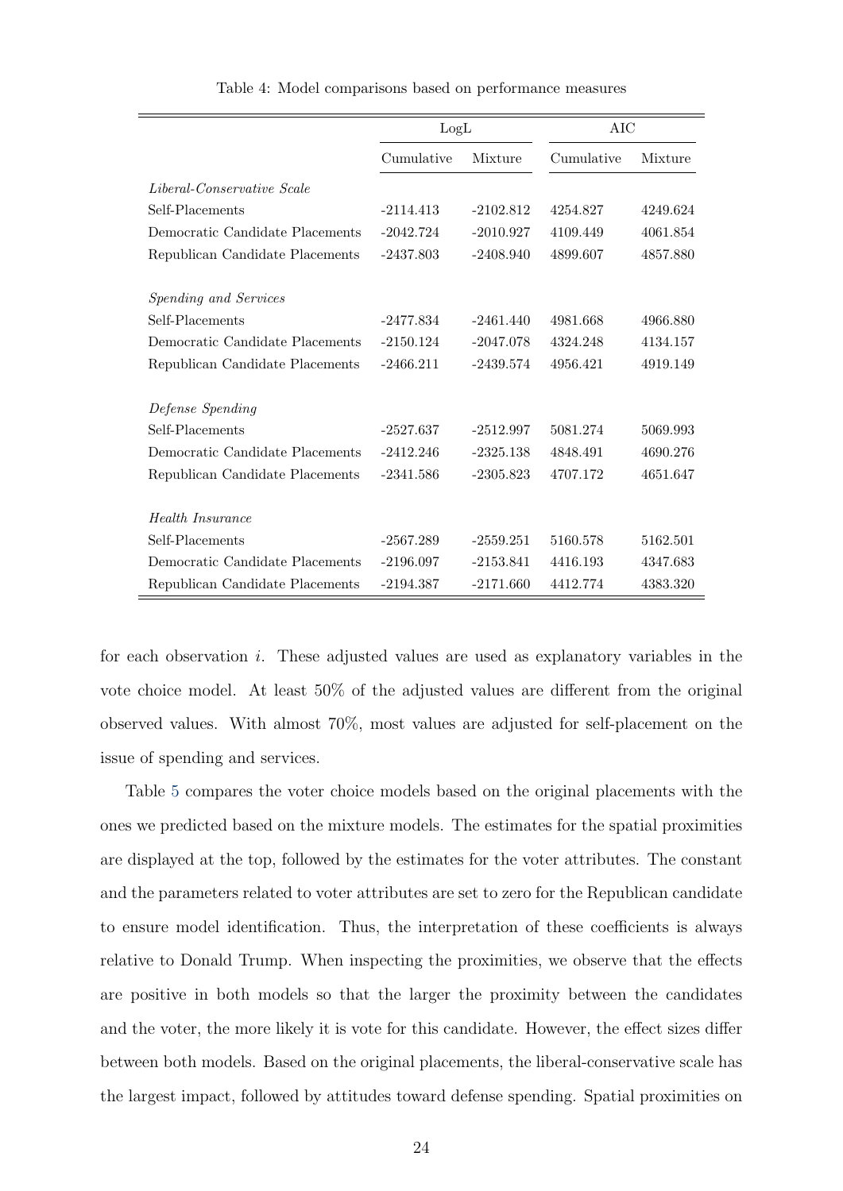Table 4: Model comparisons based on performance measures

| | LogL | | AIC | |
|---|---|---|---|---|
| | Cumulative | Mixture | Cumulative | Mixture |
| *Liberal-Conservative Scale* | | | | |
| Self-Placements | -2114.413 | -2102.812 | 4254.827 | 4249.624 |
| Democratic Candidate Placements | -2042.724 | -2010.927 | 4109.449 | 4061.854 |
| Republican Candidate Placements | -2437.803 | -2408.940 | 4899.607 | 4857.880 |
| *Spending and Services* | | | | |
| Self-Placements | -2477.834 | -2461.440 | 4981.668 | 4966.880 |
| Democratic Candidate Placements | -2150.124 | -2047.078 | 4324.248 | 4134.157 |
| Republican Candidate Placements | -2466.211 | -2439.574 | 4956.421 | 4919.149 |
| *Defense Spending* | | | | |
| Self-Placements | -2527.637 | -2512.997 | 5081.274 | 5069.993 |
| Democratic Candidate Placements | -2412.246 | -2325.138 | 4848.491 | 4690.276 |
| Republican Candidate Placements | -2341.586 | -2305.823 | 4707.172 | 4651.647 |
| *Health Insurance* | | | | |
| Self-Placements | -2567.289 | -2559.251 | 5160.578 | 5162.501 |
| Democratic Candidate Placements | -2196.097 | -2153.841 | 4416.193 | 4347.683 |
| Republican Candidate Placements | -2194.387 | -2171.660 | 4412.774 | 4383.320 |

for each observation $i$. These adjusted values are used as explanatory variables in the vote choice model. At least 50% of the adjusted values are different from the original observed values. With almost 70%, most values are adjusted for self-placement on the issue of spending and services.

Table 5 compares the voter choice models based on the original placements with the ones we predicted based on the mixture models. The estimates for the spatial proximities are displayed at the top, followed by the estimates for the voter attributes. The constant and the parameters related to voter attributes are set to zero for the Republican candidate to ensure model identification. Thus, the interpretation of these coefficients is always relative to Donald Trump. When inspecting the proximities, we observe that the effects are positive in both models so that the larger the proximity between the candidates and the voter, the more likely it is vote for this candidate. However, the effect sizes differ between both models. Based on the original placements, the liberal-conservative scale has the largest impact, followed by attitudes toward defense spending. Spatial proximities on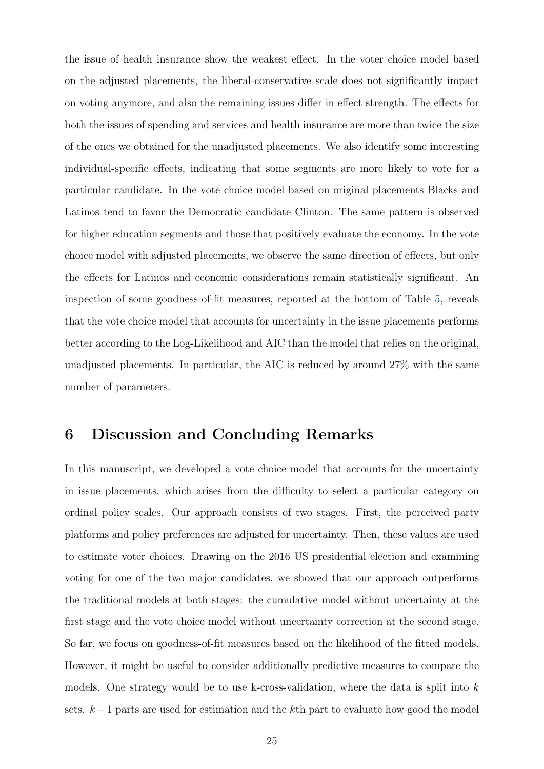the issue of health insurance show the weakest effect. In the voter choice model based on the adjusted placements, the liberal-conservative scale does not significantly impact on voting anymore, and also the remaining issues differ in effect strength. The effects for both the issues of spending and services and health insurance are more than twice the size of the ones we obtained for the unadjusted placements. We also identify some interesting individual-specific effects, indicating that some segments are more likely to vote for a particular candidate. In the vote choice model based on original placements Blacks and Latinos tend to favor the Democratic candidate Clinton. The same pattern is observed for higher education segments and those that positively evaluate the economy. In the vote choice model with adjusted placements, we observe the same direction of effects, but only the effects for Latinos and economic considerations remain statistically significant. An inspection of some goodness-of-fit measures, reported at the bottom of Table 5, reveals that the vote choice model that accounts for uncertainty in the issue placements performs better according to the Log-Likelihood and AIC than the model that relies on the original, unadjusted placements. In particular, the AIC is reduced by around 27% with the same number of parameters.

# 6 Discussion and Concluding Remarks

In this manuscript, we developed a vote choice model that accounts for the uncertainty in issue placements, which arises from the difficulty to select a particular category on ordinal policy scales. Our approach consists of two stages. First, the perceived party platforms and policy preferences are adjusted for uncertainty. Then, these values are used to estimate voter choices. Drawing on the 2016 US presidential election and examining voting for one of the two major candidates, we showed that our approach outperforms the traditional models at both stages: the cumulative model without uncertainty at the first stage and the vote choice model without uncertainty correction at the second stage. So far, we focus on goodness-of-fit measures based on the likelihood of the fitted models. However, it might be useful to consider additionally predictive measures to compare the models. One strategy would be to use k-cross-validation, where the data is split into $k$ sets. $k-1$ parts are used for estimation and the $k$th part to evaluate how good the model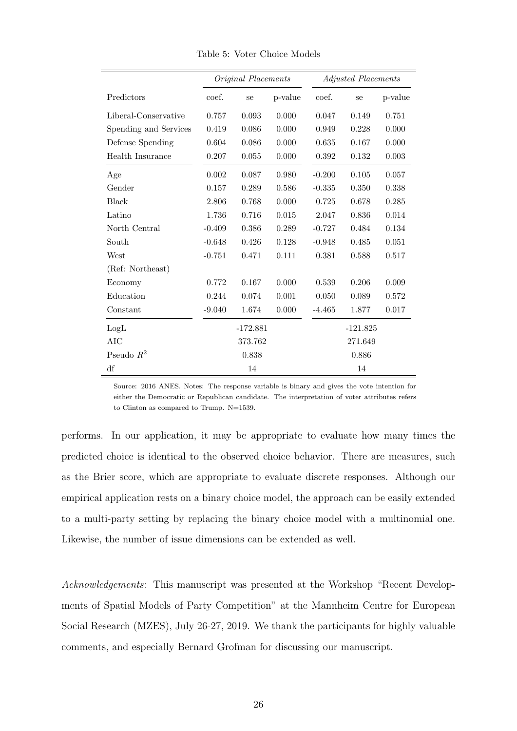Table 5: Voter Choice Models

| | *Original Placements* | | | *Adjusted Placements* | | |
|---|---|---|---|---|---|---|
| Predictors | coef. | se | p-value | coef. | se | p-value |
| Liberal-Conservative | 0.757 | 0.093 | 0.000 | 0.047 | 0.149 | 0.751 |
| Spending and Services | 0.419 | 0.086 | 0.000 | 0.949 | 0.228 | 0.000 |
| Defense Spending | 0.604 | 0.086 | 0.000 | 0.635 | 0.167 | 0.000 |
| Health Insurance | 0.207 | 0.055 | 0.000 | 0.392 | 0.132 | 0.003 |
| Age | 0.002 | 0.087 | 0.980 | -0.200 | 0.105 | 0.057 |
| Gender | 0.157 | 0.289 | 0.586 | -0.335 | 0.350 | 0.338 |
| Black | 2.806 | 0.768 | 0.000 | 0.725 | 0.678 | 0.285 |
| Latino | 1.736 | 0.716 | 0.015 | 2.047 | 0.836 | 0.014 |
| North Central | -0.409 | 0.386 | 0.289 | -0.727 | 0.484 | 0.134 |
| South | -0.648 | 0.426 | 0.128 | -0.948 | 0.485 | 0.051 |
| West | -0.751 | 0.471 | 0.111 | 0.381 | 0.588 | 0.517 |
| (Ref: Northeast) | | | | | | |
| Economy | 0.772 | 0.167 | 0.000 | 0.539 | 0.206 | 0.009 |
| Education | 0.244 | 0.074 | 0.001 | 0.050 | 0.089 | 0.572 |
| Constant | -9.040 | 1.674 | 0.000 | -4.465 | 1.877 | 0.017 |
| LogL | -172.881 | | | -121.825 | | |
| AIC | 373.762 | | | 271.649 | | |
| Pseudo $R^2$ | 0.838 | | | 0.886 | | |
| df | 14 | | | 14 | | |

Source: 2016 ANES. Notes: The response variable is binary and gives the vote intention for either the Democratic or Republican candidate. The interpretation of voter attributes refers to Clinton as compared to Trump. N=1539.

performs. In our application, it may be appropriate to evaluate how many times the predicted choice is identical to the observed choice behavior. There are measures, such as the Brier score, which are appropriate to evaluate discrete responses. Although our empirical application rests on a binary choice model, the approach can be easily extended to a multi-party setting by replacing the binary choice model with a multinomial one. Likewise, the number of issue dimensions can be extended as well.

*Acknowledgements*: This manuscript was presented at the Workshop "Recent Developments of Spatial Models of Party Competition" at the Mannheim Centre for European Social Research (MZES), July 26-27, 2019. We thank the participants for highly valuable comments, and especially Bernard Grofman for discussing our manuscript.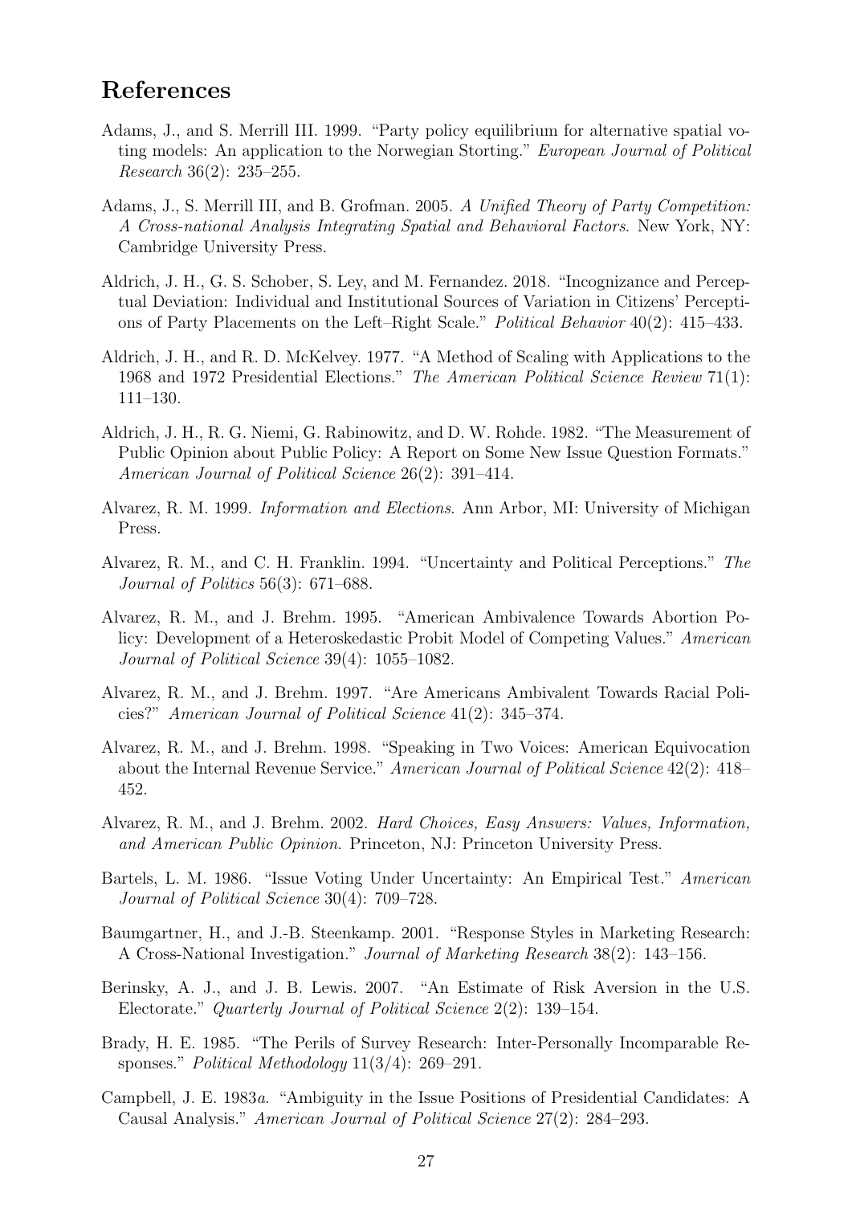## References

Adams, J., and S. Merrill III. 1999. "Party policy equilibrium for alternative spatial voting models: An application to the Norwegian Storting." *European Journal of Political Research* 36(2): 235–255.

Adams, J., S. Merrill III, and B. Grofman. 2005. *A Unified Theory of Party Competition: A Cross-national Analysis Integrating Spatial and Behavioral Factors*. New York, NY: Cambridge University Press.

Aldrich, J. H., G. S. Schober, S. Ley, and M. Fernandez. 2018. "Incognizance and Perceptual Deviation: Individual and Institutional Sources of Variation in Citizens' Perceptions of Party Placements on the Left–Right Scale." *Political Behavior* 40(2): 415–433.

Aldrich, J. H., and R. D. McKelvey. 1977. "A Method of Scaling with Applications to the 1968 and 1972 Presidential Elections." *The American Political Science Review* 71(1): 111–130.

Aldrich, J. H., R. G. Niemi, G. Rabinowitz, and D. W. Rohde. 1982. "The Measurement of Public Opinion about Public Policy: A Report on Some New Issue Question Formats." *American Journal of Political Science* 26(2): 391–414.

Alvarez, R. M. 1999. *Information and Elections*. Ann Arbor, MI: University of Michigan Press.

Alvarez, R. M., and C. H. Franklin. 1994. "Uncertainty and Political Perceptions." *The Journal of Politics* 56(3): 671–688.

Alvarez, R. M., and J. Brehm. 1995. "American Ambivalence Towards Abortion Policy: Development of a Heteroskedastic Probit Model of Competing Values." *American Journal of Political Science* 39(4): 1055–1082.

Alvarez, R. M., and J. Brehm. 1997. "Are Americans Ambivalent Towards Racial Policies?" *American Journal of Political Science* 41(2): 345–374.

Alvarez, R. M., and J. Brehm. 1998. "Speaking in Two Voices: American Equivocation about the Internal Revenue Service." *American Journal of Political Science* 42(2): 418–452.

Alvarez, R. M., and J. Brehm. 2002. *Hard Choices, Easy Answers: Values, Information, and American Public Opinion*. Princeton, NJ: Princeton University Press.

Bartels, L. M. 1986. "Issue Voting Under Uncertainty: An Empirical Test." *American Journal of Political Science* 30(4): 709–728.

Baumgartner, H., and J.-B. Steenkamp. 2001. "Response Styles in Marketing Research: A Cross-National Investigation." *Journal of Marketing Research* 38(2): 143–156.

Berinsky, A. J., and J. B. Lewis. 2007. "An Estimate of Risk Aversion in the U.S. Electorate." *Quarterly Journal of Political Science* 2(2): 139–154.

Brady, H. E. 1985. "The Perils of Survey Research: Inter-Personally Incomparable Responses." *Political Methodology* 11(3/4): 269–291.

Campbell, J. E. 1983*a*. "Ambiguity in the Issue Positions of Presidential Candidates: A Causal Analysis." *American Journal of Political Science* 27(2): 284–293.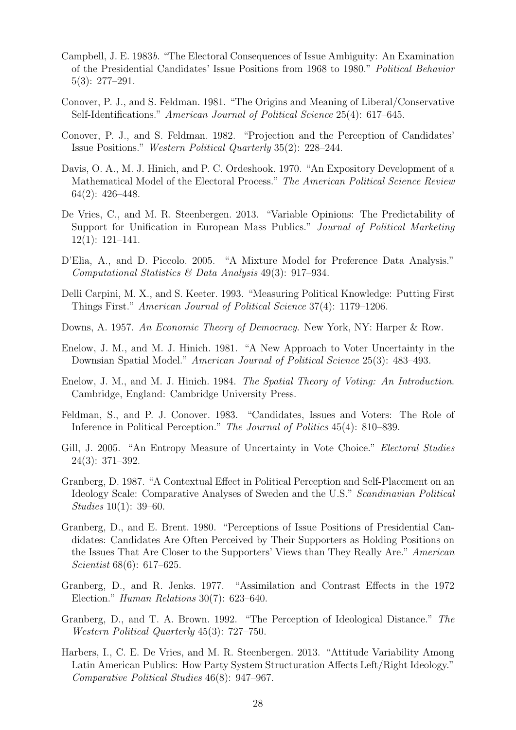Campbell, J. E. 1983*b*. "The Electoral Consequences of Issue Ambiguity: An Examination of the Presidential Candidates' Issue Positions from 1968 to 1980." *Political Behavior* 5(3): 277–291.

Conover, P. J., and S. Feldman. 1981. "The Origins and Meaning of Liberal/Conservative Self-Identifications." *American Journal of Political Science* 25(4): 617–645.

Conover, P. J., and S. Feldman. 1982. "Projection and the Perception of Candidates' Issue Positions." *Western Political Quarterly* 35(2): 228–244.

Davis, O. A., M. J. Hinich, and P. C. Ordeshook. 1970. "An Expository Development of a Mathematical Model of the Electoral Process." *The American Political Science Review* 64(2): 426–448.

De Vries, C., and M. R. Steenbergen. 2013. "Variable Opinions: The Predictability of Support for Unification in European Mass Publics." *Journal of Political Marketing* 12(1): 121–141.

D'Elia, A., and D. Piccolo. 2005. "A Mixture Model for Preference Data Analysis." *Computational Statistics & Data Analysis* 49(3): 917–934.

Delli Carpini, M. X., and S. Keeter. 1993. "Measuring Political Knowledge: Putting First Things First." *American Journal of Political Science* 37(4): 1179–1206.

Downs, A. 1957. *An Economic Theory of Democracy*. New York, NY: Harper & Row.

Enelow, J. M., and M. J. Hinich. 1981. "A New Approach to Voter Uncertainty in the Downsian Spatial Model." *American Journal of Political Science* 25(3): 483–493.

Enelow, J. M., and M. J. Hinich. 1984. *The Spatial Theory of Voting: An Introduction*. Cambridge, England: Cambridge University Press.

Feldman, S., and P. J. Conover. 1983. "Candidates, Issues and Voters: The Role of Inference in Political Perception." *The Journal of Politics* 45(4): 810–839.

Gill, J. 2005. "An Entropy Measure of Uncertainty in Vote Choice." *Electoral Studies* 24(3): 371–392.

Granberg, D. 1987. "A Contextual Effect in Political Perception and Self-Placement on an Ideology Scale: Comparative Analyses of Sweden and the U.S." *Scandinavian Political Studies* 10(1): 39–60.

Granberg, D., and E. Brent. 1980. "Perceptions of Issue Positions of Presidential Candidates: Candidates Are Often Perceived by Their Supporters as Holding Positions on the Issues That Are Closer to the Supporters' Views than They Really Are." *American Scientist* 68(6): 617–625.

Granberg, D., and R. Jenks. 1977. "Assimilation and Contrast Effects in the 1972 Election." *Human Relations* 30(7): 623–640.

Granberg, D., and T. A. Brown. 1992. "The Perception of Ideological Distance." *The Western Political Quarterly* 45(3): 727–750.

Harbers, I., C. E. De Vries, and M. R. Steenbergen. 2013. "Attitude Variability Among Latin American Publics: How Party System Structuration Affects Left/Right Ideology." *Comparative Political Studies* 46(8): 947–967.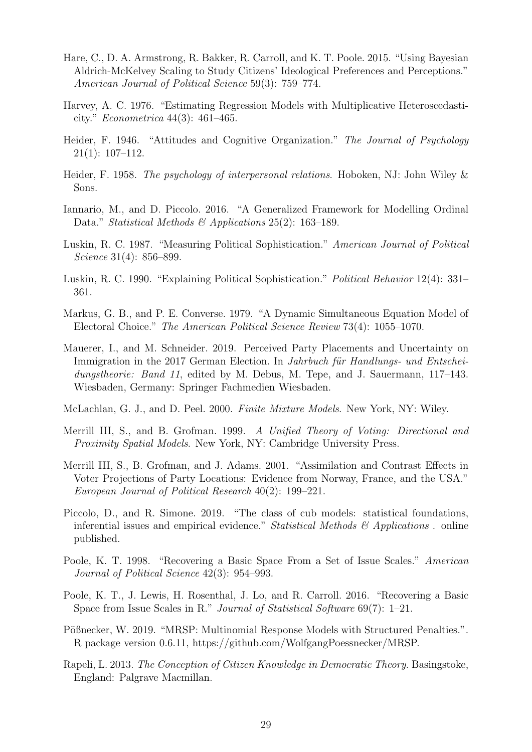Hare, C., D. A. Armstrong, R. Bakker, R. Carroll, and K. T. Poole. 2015. "Using Bayesian Aldrich-McKelvey Scaling to Study Citizens' Ideological Preferences and Perceptions." *American Journal of Political Science* 59(3): 759–774.

Harvey, A. C. 1976. "Estimating Regression Models with Multiplicative Heteroscedasticity." *Econometrica* 44(3): 461–465.

Heider, F. 1946. "Attitudes and Cognitive Organization." *The Journal of Psychology* 21(1): 107–112.

Heider, F. 1958. *The psychology of interpersonal relations*. Hoboken, NJ: John Wiley & Sons.

Iannario, M., and D. Piccolo. 2016. "A Generalized Framework for Modelling Ordinal Data." *Statistical Methods & Applications* 25(2): 163–189.

Luskin, R. C. 1987. "Measuring Political Sophistication." *American Journal of Political Science* 31(4): 856–899.

Luskin, R. C. 1990. "Explaining Political Sophistication." *Political Behavior* 12(4): 331–361.

Markus, G. B., and P. E. Converse. 1979. "A Dynamic Simultaneous Equation Model of Electoral Choice." *The American Political Science Review* 73(4): 1055–1070.

Mauerer, I., and M. Schneider. 2019. Perceived Party Placements and Uncertainty on Immigration in the 2017 German Election. In *Jahrbuch für Handlungs- und Entscheidungstheorie: Band 11*, edited by M. Debus, M. Tepe, and J. Sauermann, 117–143. Wiesbaden, Germany: Springer Fachmedien Wiesbaden.

McLachlan, G. J., and D. Peel. 2000. *Finite Mixture Models*. New York, NY: Wiley.

Merrill III, S., and B. Grofman. 1999. *A Unified Theory of Voting: Directional and Proximity Spatial Models*. New York, NY: Cambridge University Press.

Merrill III, S., B. Grofman, and J. Adams. 2001. "Assimilation and Contrast Effects in Voter Projections of Party Locations: Evidence from Norway, France, and the USA." *European Journal of Political Research* 40(2): 199–221.

Piccolo, D., and R. Simone. 2019. "The class of cub models: statistical foundations, inferential issues and empirical evidence." *Statistical Methods & Applications* . online published.

Poole, K. T. 1998. "Recovering a Basic Space From a Set of Issue Scales." *American Journal of Political Science* 42(3): 954–993.

Poole, K. T., J. Lewis, H. Rosenthal, J. Lo, and R. Carroll. 2016. "Recovering a Basic Space from Issue Scales in R." *Journal of Statistical Software* 69(7): 1–21.

Pößnecker, W. 2019. "MRSP: Multinomial Response Models with Structured Penalties.". R package version 0.6.11, https://github.com/WolfgangPoessnecker/MRSP.

Rapeli, L. 2013. *The Conception of Citizen Knowledge in Democratic Theory*. Basingstoke, England: Palgrave Macmillan.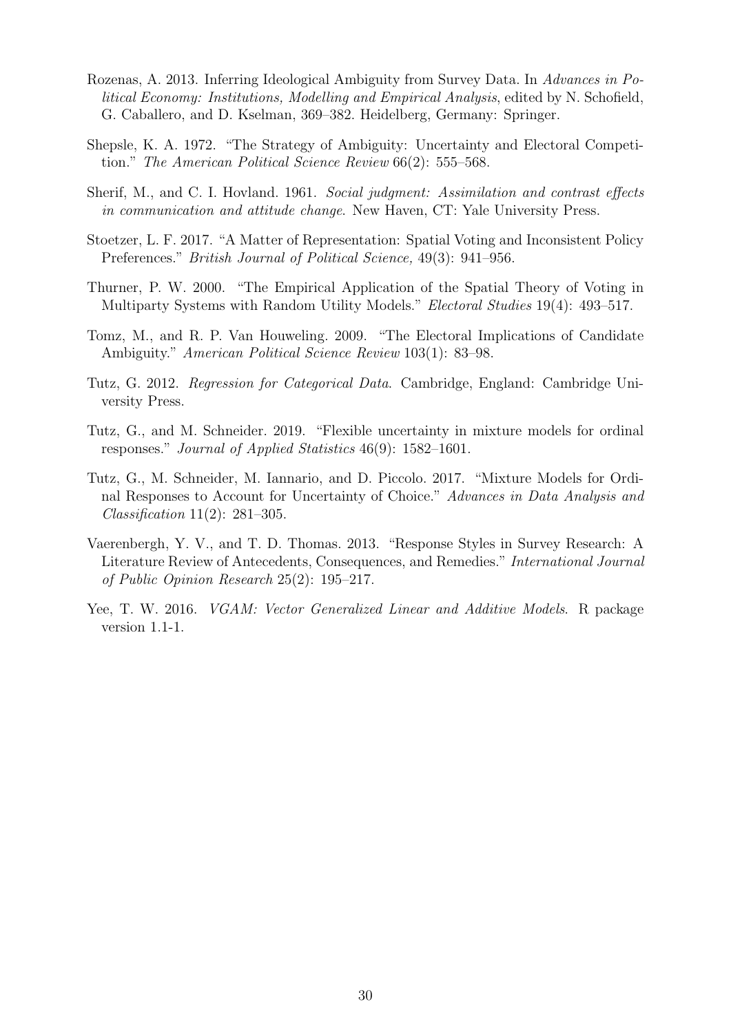Rozenas, A. 2013. Inferring Ideological Ambiguity from Survey Data. In *Advances in Political Economy: Institutions, Modelling and Empirical Analysis*, edited by N. Schofield, G. Caballero, and D. Kselman, 369–382. Heidelberg, Germany: Springer.

Shepsle, K. A. 1972. "The Strategy of Ambiguity: Uncertainty and Electoral Competition." *The American Political Science Review* 66(2): 555–568.

Sherif, M., and C. I. Hovland. 1961. *Social judgment: Assimilation and contrast effects in communication and attitude change*. New Haven, CT: Yale University Press.

Stoetzer, L. F. 2017. "A Matter of Representation: Spatial Voting and Inconsistent Policy Preferences." *British Journal of Political Science,* 49(3): 941–956.

Thurner, P. W. 2000. "The Empirical Application of the Spatial Theory of Voting in Multiparty Systems with Random Utility Models." *Electoral Studies* 19(4): 493–517.

Tomz, M., and R. P. Van Houweling. 2009. "The Electoral Implications of Candidate Ambiguity." *American Political Science Review* 103(1): 83–98.

Tutz, G. 2012. *Regression for Categorical Data*. Cambridge, England: Cambridge University Press.

Tutz, G., and M. Schneider. 2019. "Flexible uncertainty in mixture models for ordinal responses." *Journal of Applied Statistics* 46(9): 1582–1601.

Tutz, G., M. Schneider, M. Iannario, and D. Piccolo. 2017. "Mixture Models for Ordinal Responses to Account for Uncertainty of Choice." *Advances in Data Analysis and Classification* 11(2): 281–305.

Vaerenbergh, Y. V., and T. D. Thomas. 2013. "Response Styles in Survey Research: A Literature Review of Antecedents, Consequences, and Remedies." *International Journal of Public Opinion Research* 25(2): 195–217.

Yee, T. W. 2016. *VGAM: Vector Generalized Linear and Additive Models*. R package version 1.1-1.